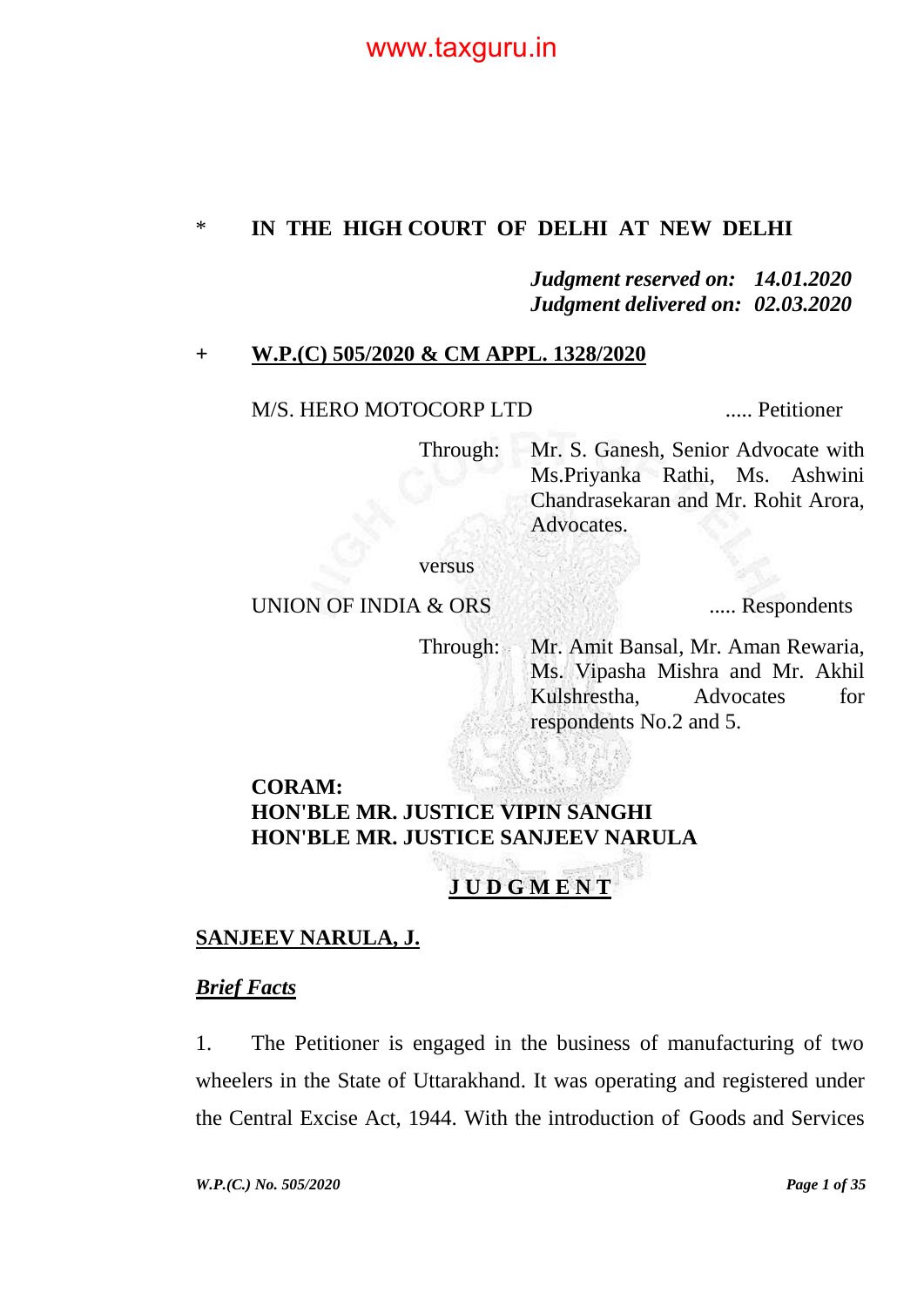\* **IN THE HIGH COURT OF DELHI AT NEW DELHI**

***Judgment reserved on: 14.01.2020***
***Judgment delivered on: 02.03.2020***

\+ **W.P.(C) 505/2020 & CM APPL. 1328/2020**

M/S. HERO MOTOCORP LTD ..... Petitioner

Through: Mr. S. Ganesh, Senior Advocate with Ms.Priyanka Rathi, Ms. Ashwini Chandrasekaran and Mr. Rohit Arora, Advocates.

versus

UNION OF INDIA & ORS ..... Respondents

Through: Mr. Amit Bansal, Mr. Aman Rewaria, Ms. Vipasha Mishra and Mr. Akhil Kulshrestha, Advocates for respondents No.2 and 5.

**CORAM:**
**HON'BLE MR. JUSTICE VIPIN SANGHI**
**HON'BLE MR. JUSTICE SANJEEV NARULA**

**J U D G M E N T**

**SANJEEV NARULA, J.**

***Brief Facts***

1. The Petitioner is engaged in the business of manufacturing of two wheelers in the State of Uttarakhand. It was operating and registered under the Central Excise Act, 1944. With the introduction of Goods and Services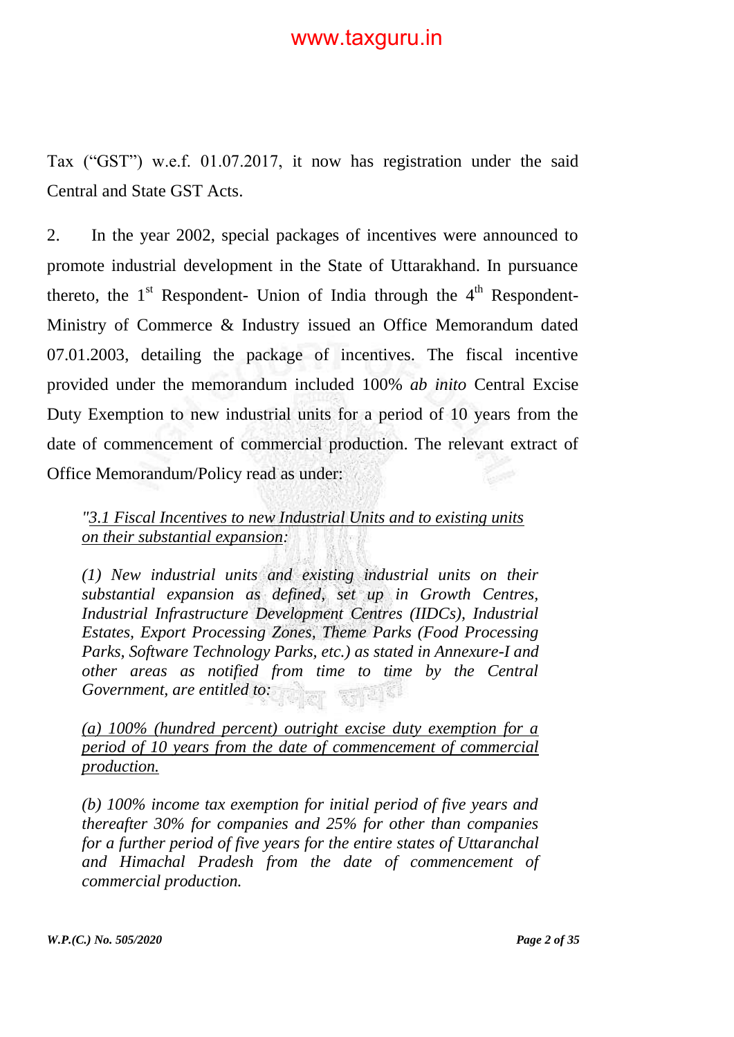Tax ("GST") w.e.f. 01.07.2017, it now has registration under the said Central and State GST Acts.

2. In the year 2002, special packages of incentives were announced to promote industrial development in the State of Uttarakhand. In pursuance thereto, the 1st Respondent- Union of India through the 4th Respondent- Ministry of Commerce & Industry issued an Office Memorandum dated 07.01.2003, detailing the package of incentives. The fiscal incentive provided under the memorandum included 100% *ab inito* Central Excise Duty Exemption to new industrial units for a period of 10 years from the date of commencement of commercial production. The relevant extract of Office Memorandum/Policy read as under:

> *"<u>3.1 Fiscal Incentives to new Industrial Units and to existing units on their substantial expansion</u>:*
>
> *(1) New industrial units and existing industrial units on their substantial expansion as defined, set up in Growth Centres, Industrial Infrastructure Development Centres (IIDCs), Industrial Estates, Export Processing Zones, Theme Parks (Food Processing Parks, Software Technology Parks, etc.) as stated in Annexure-I and other areas as notified from time to time by the Central Government, are entitled to:*
>
> *<u>(a) 100% (hundred percent) outright excise duty exemption for a period of 10 years from the date of commencement of commercial production.</u>*
>
> *(b) 100% income tax exemption for initial period of five years and thereafter 30% for companies and 25% for other than companies for a further period of five years for the entire states of Uttaranchal and Himachal Pradesh from the date of commencement of commercial production.*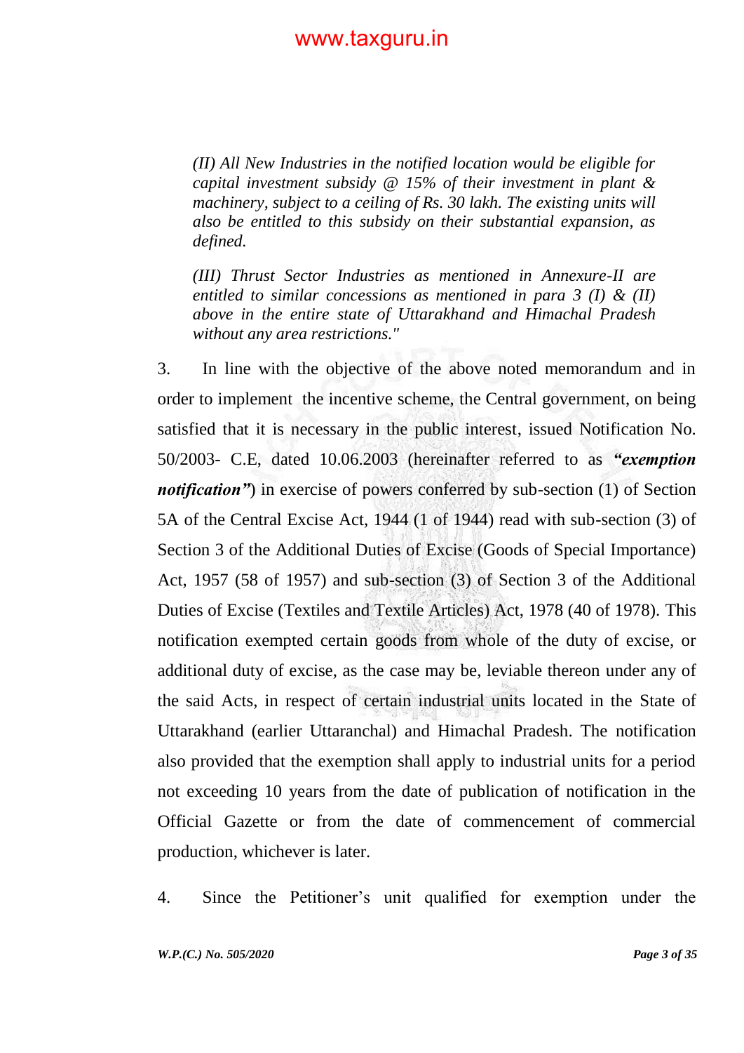*(II) All New Industries in the notified location would be eligible for capital investment subsidy @ 15% of their investment in plant & machinery, subject to a ceiling of Rs. 30 lakh. The existing units will also be entitled to this subsidy on their substantial expansion, as defined.*

*(III) Thrust Sector Industries as mentioned in Annexure-II are entitled to similar concessions as mentioned in para 3 (I) & (II) above in the entire state of Uttarakhand and Himachal Pradesh without any area restrictions."*

3. In line with the objective of the above noted memorandum and in order to implement the incentive scheme, the Central government, on being satisfied that it is necessary in the public interest, issued Notification No. 50/2003- C.E, dated 10.06.2003 (hereinafter referred to as ***"exemption notification"***) in exercise of powers conferred by sub-section (1) of Section 5A of the Central Excise Act, 1944 (1 of 1944) read with sub-section (3) of Section 3 of the Additional Duties of Excise (Goods of Special Importance) Act, 1957 (58 of 1957) and sub-section (3) of Section 3 of the Additional Duties of Excise (Textiles and Textile Articles) Act, 1978 (40 of 1978). This notification exempted certain goods from whole of the duty of excise, or additional duty of excise, as the case may be, leviable thereon under any of the said Acts, in respect of certain industrial units located in the State of Uttarakhand (earlier Uttaranchal) and Himachal Pradesh. The notification also provided that the exemption shall apply to industrial units for a period not exceeding 10 years from the date of publication of notification in the Official Gazette or from the date of commencement of commercial production, whichever is later.

4. Since the Petitioner's unit qualified for exemption under the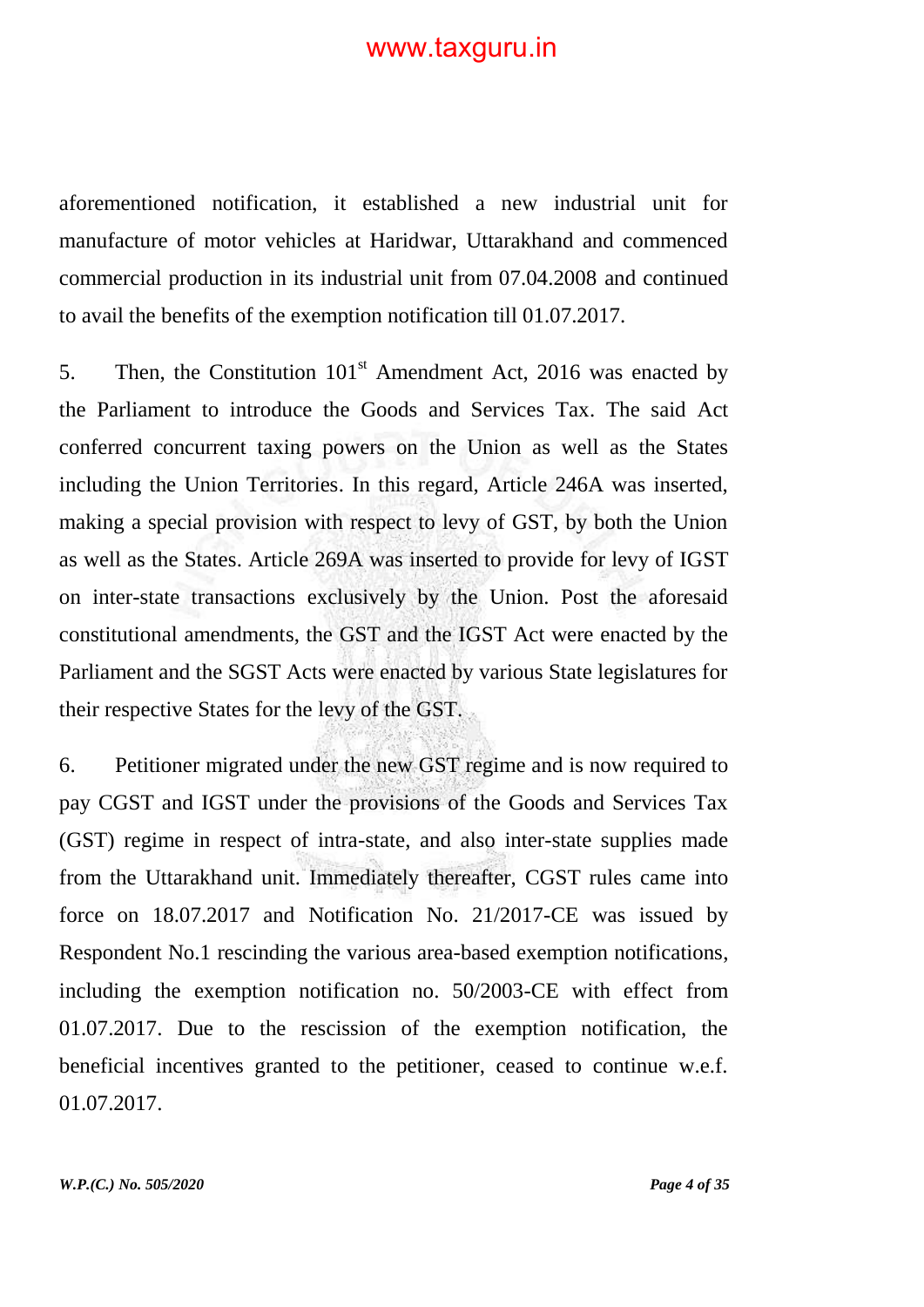aforementioned notification, it established a new industrial unit for manufacture of motor vehicles at Haridwar, Uttarakhand and commenced commercial production in its industrial unit from 07.04.2008 and continued to avail the benefits of the exemption notification till 01.07.2017.

5. Then, the Constitution 101st Amendment Act, 2016 was enacted by the Parliament to introduce the Goods and Services Tax. The said Act conferred concurrent taxing powers on the Union as well as the States including the Union Territories. In this regard, Article 246A was inserted, making a special provision with respect to levy of GST, by both the Union as well as the States. Article 269A was inserted to provide for levy of IGST on inter-state transactions exclusively by the Union. Post the aforesaid constitutional amendments, the GST and the IGST Act were enacted by the Parliament and the SGST Acts were enacted by various State legislatures for their respective States for the levy of the GST.

6. Petitioner migrated under the new GST regime and is now required to pay CGST and IGST under the provisions of the Goods and Services Tax (GST) regime in respect of intra-state, and also inter-state supplies made from the Uttarakhand unit. Immediately thereafter, CGST rules came into force on 18.07.2017 and Notification No. 21/2017-CE was issued by Respondent No.1 rescinding the various area-based exemption notifications, including the exemption notification no. 50/2003-CE with effect from 01.07.2017. Due to the rescission of the exemption notification, the beneficial incentives granted to the petitioner, ceased to continue w.e.f. 01.07.2017.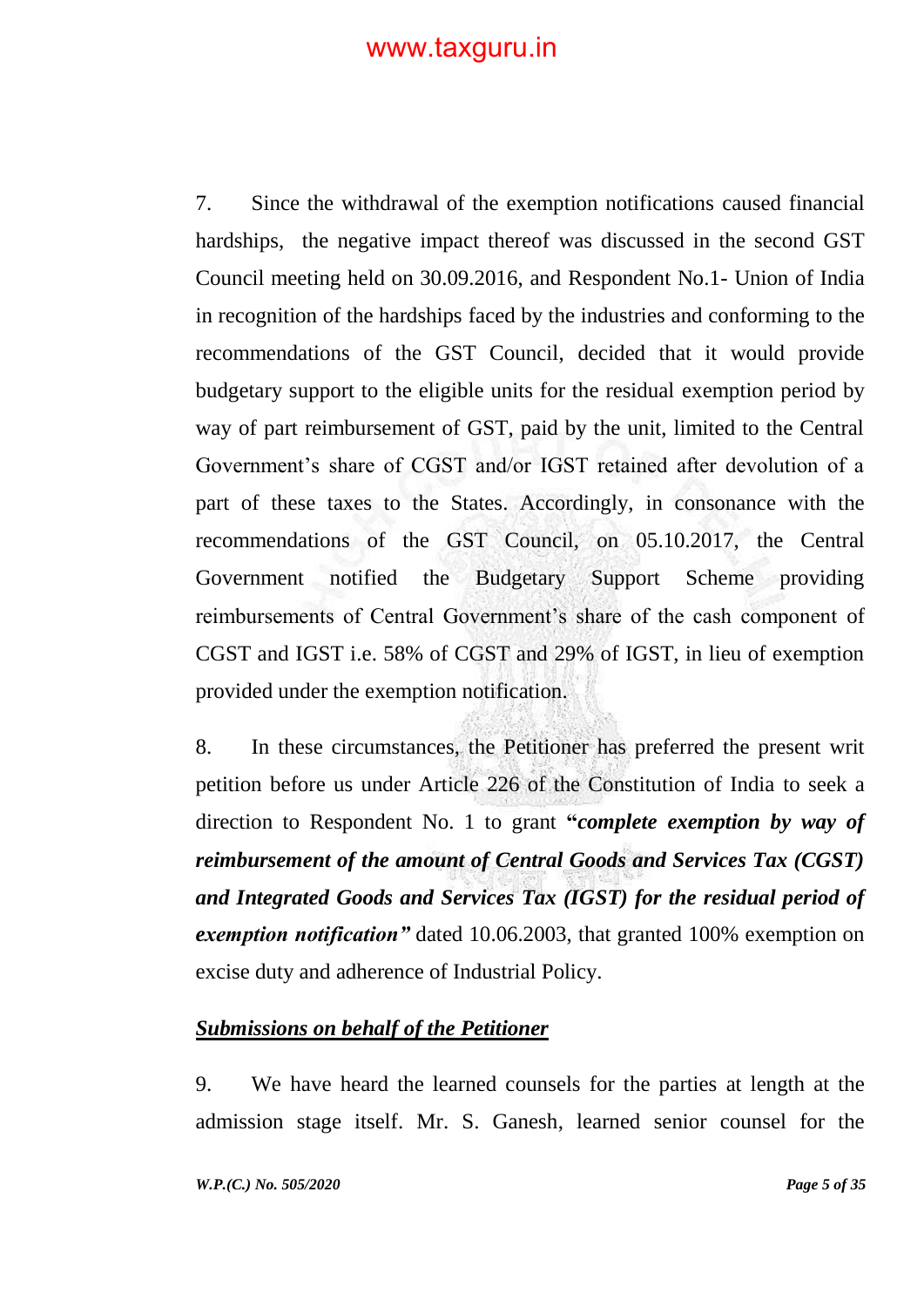7. Since the withdrawal of the exemption notifications caused financial hardships, the negative impact thereof was discussed in the second GST Council meeting held on 30.09.2016, and Respondent No.1- Union of India in recognition of the hardships faced by the industries and conforming to the recommendations of the GST Council, decided that it would provide budgetary support to the eligible units for the residual exemption period by way of part reimbursement of GST, paid by the unit, limited to the Central Government's share of CGST and/or IGST retained after devolution of a part of these taxes to the States. Accordingly, in consonance with the recommendations of the GST Council, on 05.10.2017, the Central Government notified the Budgetary Support Scheme providing reimbursements of Central Government's share of the cash component of CGST and IGST i.e. 58% of CGST and 29% of IGST, in lieu of exemption provided under the exemption notification.

8. In these circumstances, the Petitioner has preferred the present writ petition before us under Article 226 of the Constitution of India to seek a direction to Respondent No. 1 to grant **"*complete exemption by way of reimbursement of the amount of Central Goods and Services Tax (CGST) and Integrated Goods and Services Tax (IGST) for the residual period of exemption notification*"** dated 10.06.2003, that granted 100% exemption on excise duty and adherence of Industrial Policy.

***Submissions on behalf of the Petitioner***

9. We have heard the learned counsels for the parties at length at the admission stage itself. Mr. S. Ganesh, learned senior counsel for the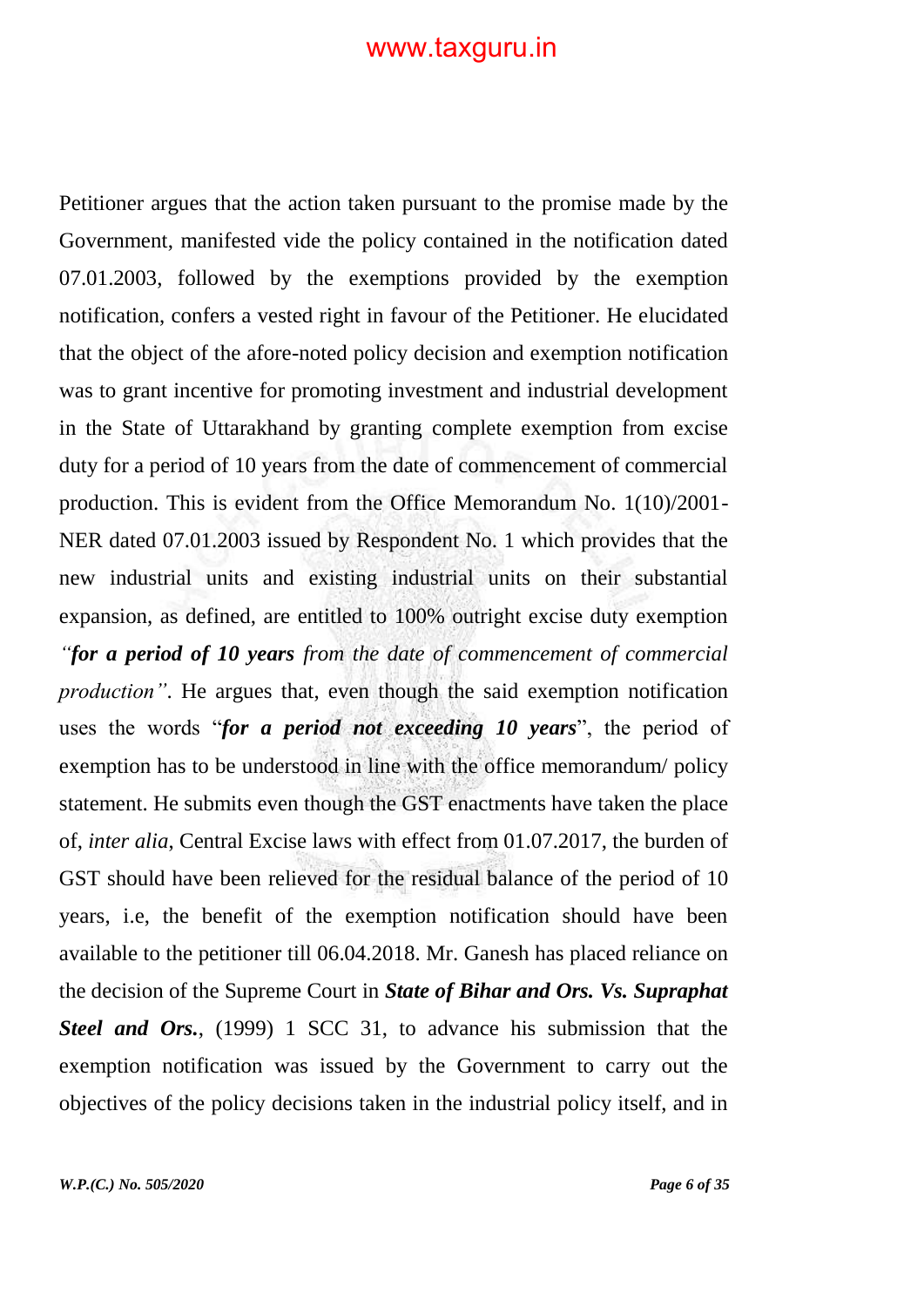Petitioner argues that the action taken pursuant to the promise made by the Government, manifested vide the policy contained in the notification dated 07.01.2003, followed by the exemptions provided by the exemption notification, confers a vested right in favour of the Petitioner. He elucidated that the object of the afore-noted policy decision and exemption notification was to grant incentive for promoting investment and industrial development in the State of Uttarakhand by granting complete exemption from excise duty for a period of 10 years from the date of commencement of commercial production. This is evident from the Office Memorandum No. 1(10)/2001-NER dated 07.01.2003 issued by Respondent No. 1 which provides that the new industrial units and existing industrial units on their substantial expansion, as defined, are entitled to 100% outright excise duty exemption *"**for a period of 10 years** from the date of commencement of commercial production"*. He argues that, even though the said exemption notification uses the words "***for a period not exceeding 10 years***", the period of exemption has to be understood in line with the office memorandum/ policy statement. He submits even though the GST enactments have taken the place of, *inter alia*, Central Excise laws with effect from 01.07.2017, the burden of GST should have been relieved for the residual balance of the period of 10 years, i.e, the benefit of the exemption notification should have been available to the petitioner till 06.04.2018. Mr. Ganesh has placed reliance on the decision of the Supreme Court in ***State of Bihar and Ors. Vs. Supraphat Steel and Ors.***, (1999) 1 SCC 31, to advance his submission that the exemption notification was issued by the Government to carry out the objectives of the policy decisions taken in the industrial policy itself, and in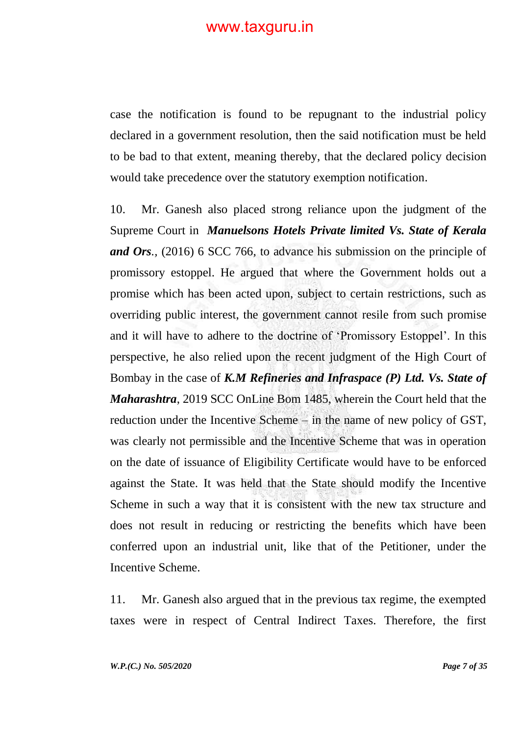case the notification is found to be repugnant to the industrial policy declared in a government resolution, then the said notification must be held to be bad to that extent, meaning thereby, that the declared policy decision would take precedence over the statutory exemption notification.

10. Mr. Ganesh also placed strong reliance upon the judgment of the Supreme Court in ***Manuelsons Hotels Private limited Vs. State of Kerala and Ors.***, (2016) 6 SCC 766, to advance his submission on the principle of promissory estoppel. He argued that where the Government holds out a promise which has been acted upon, subject to certain restrictions, such as overriding public interest, the government cannot resile from such promise and it will have to adhere to the doctrine of 'Promissory Estoppel'. In this perspective, he also relied upon the recent judgment of the High Court of Bombay in the case of ***K.M Refineries and Infraspace (P) Ltd. Vs. State of Maharashtra***, 2019 SCC OnLine Bom 1485, wherein the Court held that the reduction under the Incentive Scheme – in the name of new policy of GST, was clearly not permissible and the Incentive Scheme that was in operation on the date of issuance of Eligibility Certificate would have to be enforced against the State. It was held that the State should modify the Incentive Scheme in such a way that it is consistent with the new tax structure and does not result in reducing or restricting the benefits which have been conferred upon an industrial unit, like that of the Petitioner, under the Incentive Scheme.

11. Mr. Ganesh also argued that in the previous tax regime, the exempted taxes were in respect of Central Indirect Taxes. Therefore, the first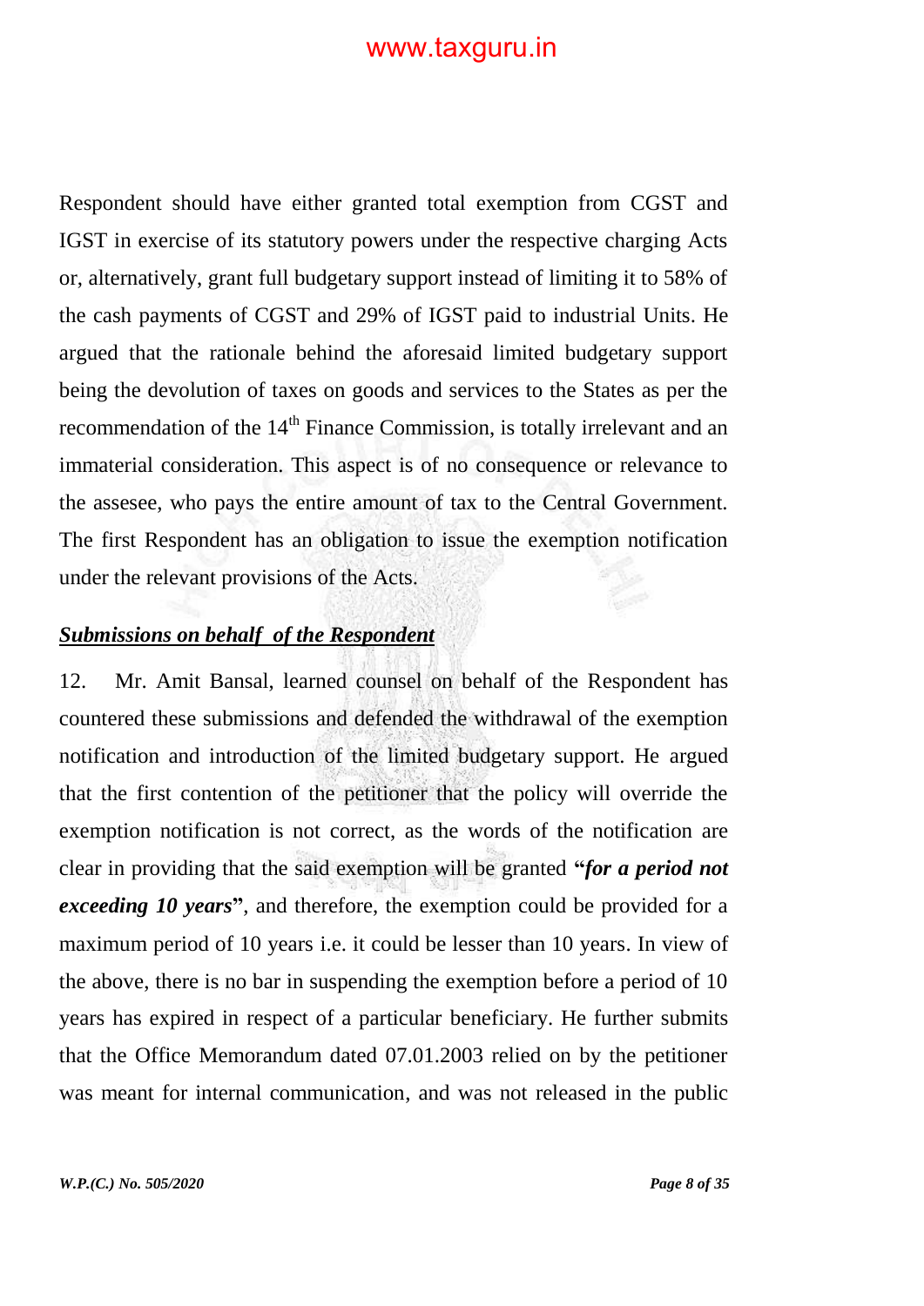Respondent should have either granted total exemption from CGST and IGST in exercise of its statutory powers under the respective charging Acts or, alternatively, grant full budgetary support instead of limiting it to 58% of the cash payments of CGST and 29% of IGST paid to industrial Units. He argued that the rationale behind the aforesaid limited budgetary support being the devolution of taxes on goods and services to the States as per the recommendation of the 14th Finance Commission, is totally irrelevant and an immaterial consideration. This aspect is of no consequence or relevance to the assesee, who pays the entire amount of tax to the Central Government. The first Respondent has an obligation to issue the exemption notification under the relevant provisions of the Acts.

***<u>Submissions on behalf of the Respondent</u>***

12. Mr. Amit Bansal, learned counsel on behalf of the Respondent has countered these submissions and defended the withdrawal of the exemption notification and introduction of the limited budgetary support. He argued that the first contention of the petitioner that the policy will override the exemption notification is not correct, as the words of the notification are clear in providing that the said exemption will be granted **"*for a period not exceeding 10 years*"**, and therefore, the exemption could be provided for a maximum period of 10 years i.e. it could be lesser than 10 years. In view of the above, there is no bar in suspending the exemption before a period of 10 years has expired in respect of a particular beneficiary. He further submits that the Office Memorandum dated 07.01.2003 relied on by the petitioner was meant for internal communication, and was not released in the public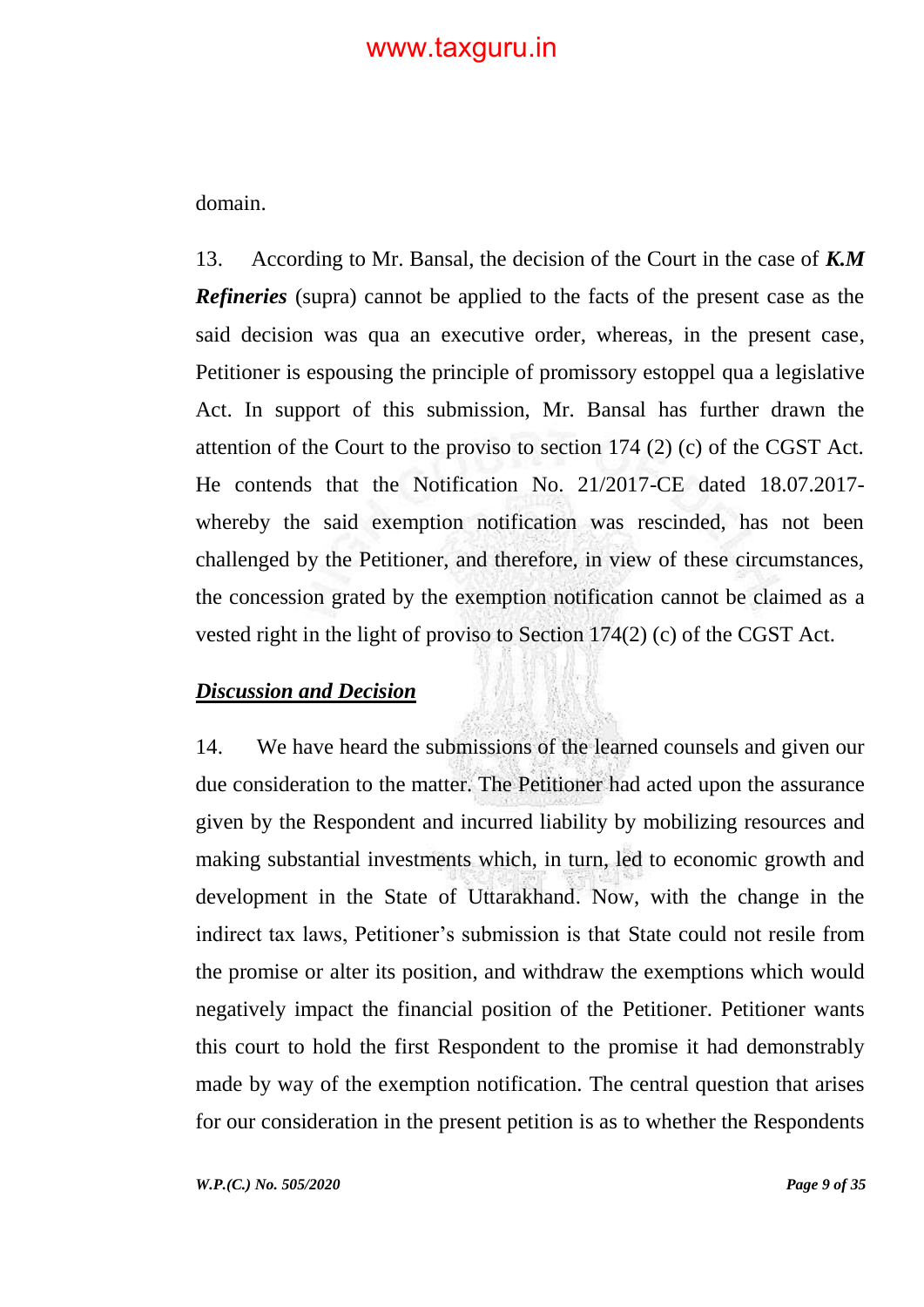domain.

13. According to Mr. Bansal, the decision of the Court in the case of ***K.M Refineries*** (supra) cannot be applied to the facts of the present case as the said decision was qua an executive order, whereas, in the present case, Petitioner is espousing the principle of promissory estoppel qua a legislative Act. In support of this submission, Mr. Bansal has further drawn the attention of the Court to the proviso to section 174 (2) (c) of the CGST Act. He contends that the Notification No. 21/2017-CE dated 18.07.2017-whereby the said exemption notification was rescinded, has not been challenged by the Petitioner, and therefore, in view of these circumstances, the concession grated by the exemption notification cannot be claimed as a vested right in the light of proviso to Section 174(2) (c) of the CGST Act.

***Discussion and Decision***

14. We have heard the submissions of the learned counsels and given our due consideration to the matter. The Petitioner had acted upon the assurance given by the Respondent and incurred liability by mobilizing resources and making substantial investments which, in turn, led to economic growth and development in the State of Uttarakhand. Now, with the change in the indirect tax laws, Petitioner's submission is that State could not resile from the promise or alter its position, and withdraw the exemptions which would negatively impact the financial position of the Petitioner. Petitioner wants this court to hold the first Respondent to the promise it had demonstrably made by way of the exemption notification. The central question that arises for our consideration in the present petition is as to whether the Respondents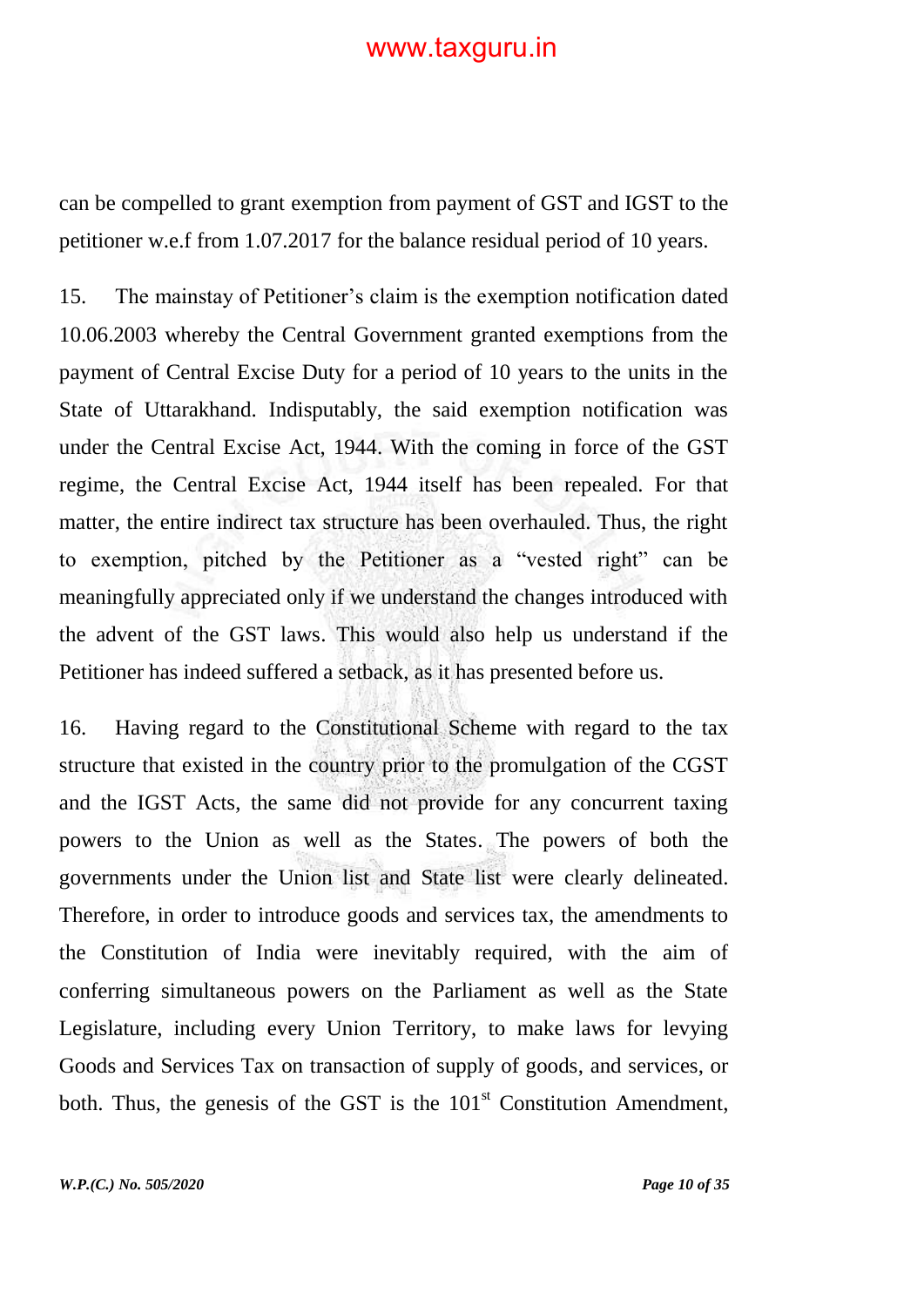can be compelled to grant exemption from payment of GST and IGST to the petitioner w.e.f from 1.07.2017 for the balance residual period of 10 years.

15. The mainstay of Petitioner's claim is the exemption notification dated 10.06.2003 whereby the Central Government granted exemptions from the payment of Central Excise Duty for a period of 10 years to the units in the State of Uttarakhand. Indisputably, the said exemption notification was under the Central Excise Act, 1944. With the coming in force of the GST regime, the Central Excise Act, 1944 itself has been repealed. For that matter, the entire indirect tax structure has been overhauled. Thus, the right to exemption, pitched by the Petitioner as a "vested right" can be meaningfully appreciated only if we understand the changes introduced with the advent of the GST laws. This would also help us understand if the Petitioner has indeed suffered a setback, as it has presented before us.

16. Having regard to the Constitutional Scheme with regard to the tax structure that existed in the country prior to the promulgation of the CGST and the IGST Acts, the same did not provide for any concurrent taxing powers to the Union as well as the States. The powers of both the governments under the Union list and State list were clearly delineated. Therefore, in order to introduce goods and services tax, the amendments to the Constitution of India were inevitably required, with the aim of conferring simultaneous powers on the Parliament as well as the State Legislature, including every Union Territory, to make laws for levying Goods and Services Tax on transaction of supply of goods, and services, or both. Thus, the genesis of the GST is the 101st Constitution Amendment,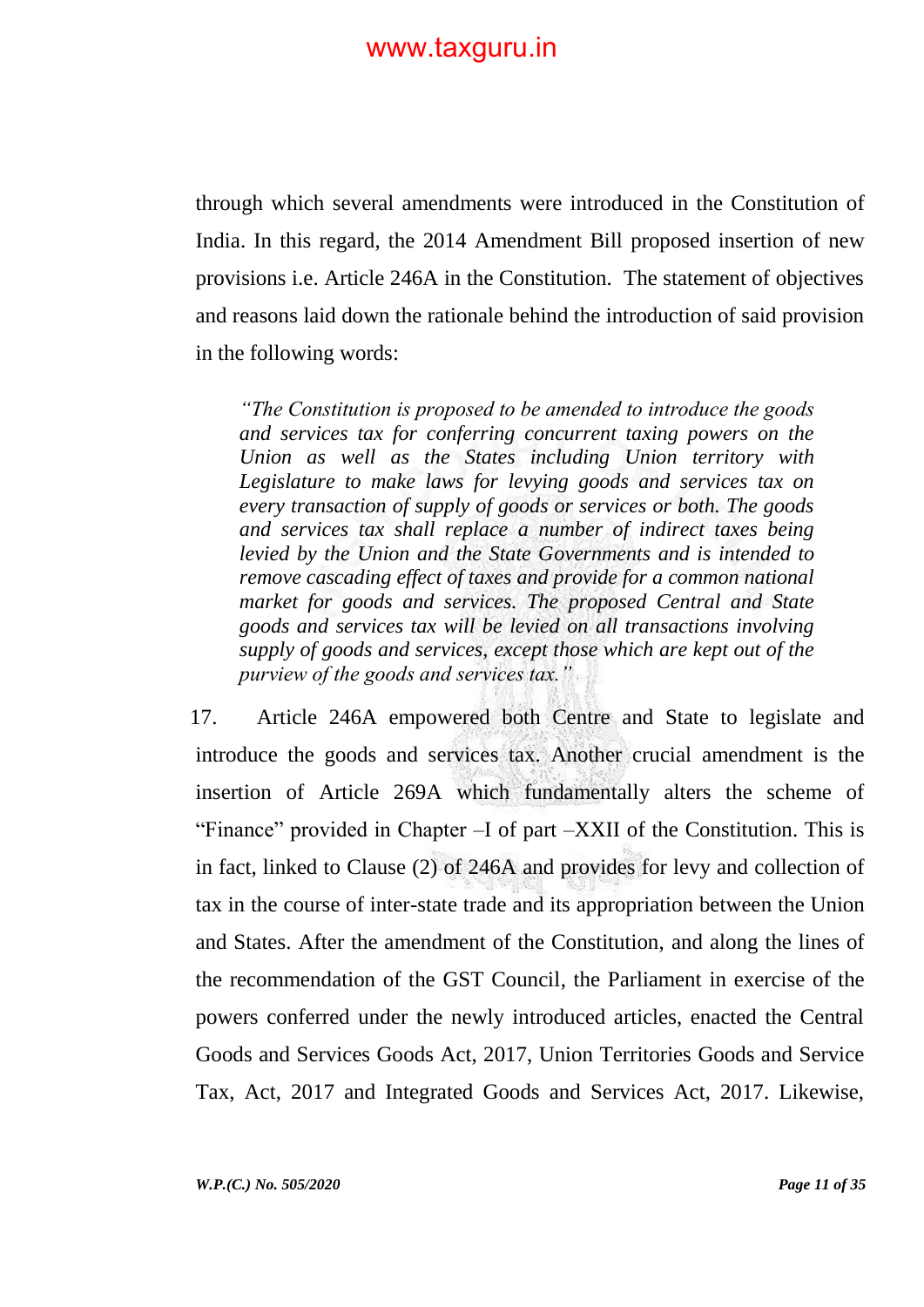through which several amendments were introduced in the Constitution of India. In this regard, the 2014 Amendment Bill proposed insertion of new provisions i.e. Article 246A in the Constitution. The statement of objectives and reasons laid down the rationale behind the introduction of said provision in the following words:

> *"The Constitution is proposed to be amended to introduce the goods and services tax for conferring concurrent taxing powers on the Union as well as the States including Union territory with Legislature to make laws for levying goods and services tax on every transaction of supply of goods or services or both. The goods and services tax shall replace a number of indirect taxes being levied by the Union and the State Governments and is intended to remove cascading effect of taxes and provide for a common national market for goods and services. The proposed Central and State goods and services tax will be levied on all transactions involving supply of goods and services, except those which are kept out of the purview of the goods and services tax."*

17. Article 246A empowered both Centre and State to legislate and introduce the goods and services tax. Another crucial amendment is the insertion of Article 269A which fundamentally alters the scheme of "Finance" provided in Chapter –I of part –XXII of the Constitution. This is in fact, linked to Clause (2) of 246A and provides for levy and collection of tax in the course of inter-state trade and its appropriation between the Union and States. After the amendment of the Constitution, and along the lines of the recommendation of the GST Council, the Parliament in exercise of the powers conferred under the newly introduced articles, enacted the Central Goods and Services Goods Act, 2017, Union Territories Goods and Service Tax, Act, 2017 and Integrated Goods and Services Act, 2017. Likewise,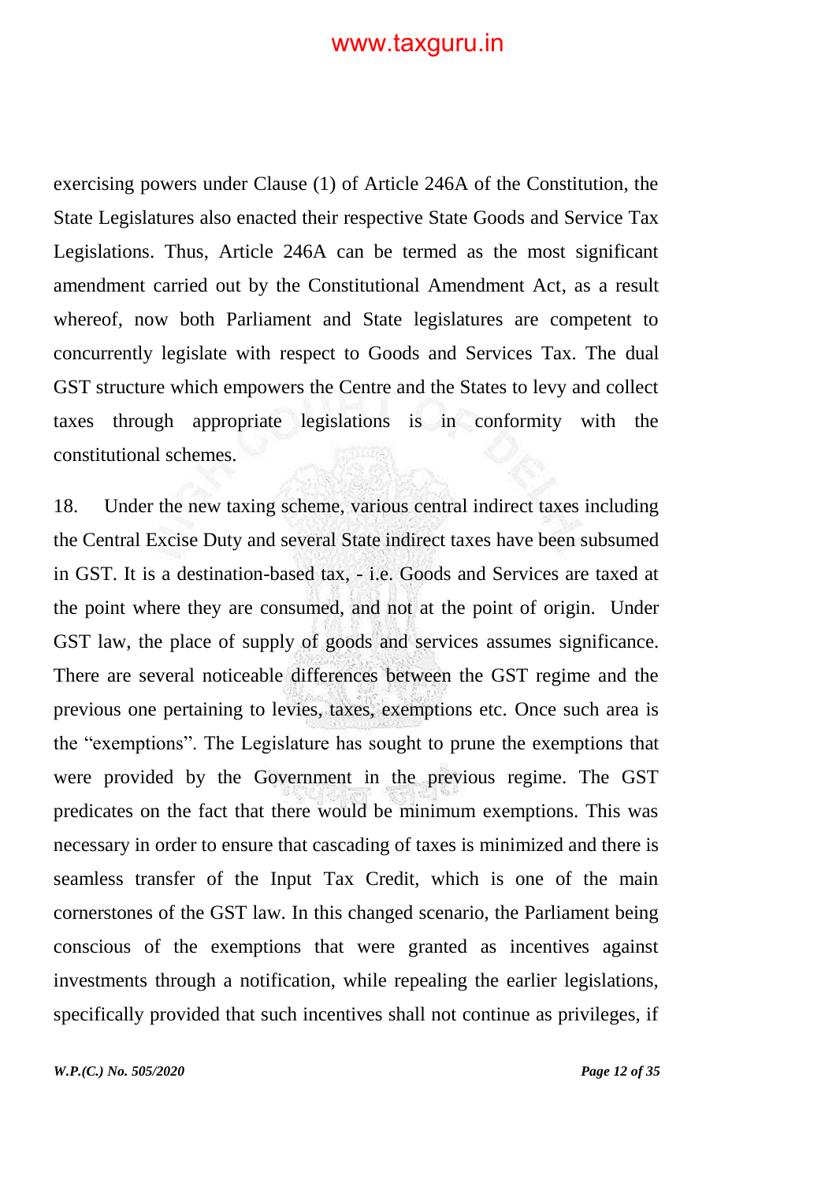exercising powers under Clause (1) of Article 246A of the Constitution, the State Legislatures also enacted their respective State Goods and Service Tax Legislations. Thus, Article 246A can be termed as the most significant amendment carried out by the Constitutional Amendment Act, as a result whereof, now both Parliament and State legislatures are competent to concurrently legislate with respect to Goods and Services Tax. The dual GST structure which empowers the Centre and the States to levy and collect taxes through appropriate legislations is in conformity with the constitutional schemes.

18. Under the new taxing scheme, various central indirect taxes including the Central Excise Duty and several State indirect taxes have been subsumed in GST. It is a destination-based tax, - i.e. Goods and Services are taxed at the point where they are consumed, and not at the point of origin. Under GST law, the place of supply of goods and services assumes significance. There are several noticeable differences between the GST regime and the previous one pertaining to levies, taxes, exemptions etc. Once such area is the "exemptions". The Legislature has sought to prune the exemptions that were provided by the Government in the previous regime. The GST predicates on the fact that there would be minimum exemptions. This was necessary in order to ensure that cascading of taxes is minimized and there is seamless transfer of the Input Tax Credit, which is one of the main cornerstones of the GST law. In this changed scenario, the Parliament being conscious of the exemptions that were granted as incentives against investments through a notification, while repealing the earlier legislations, specifically provided that such incentives shall not continue as privileges, if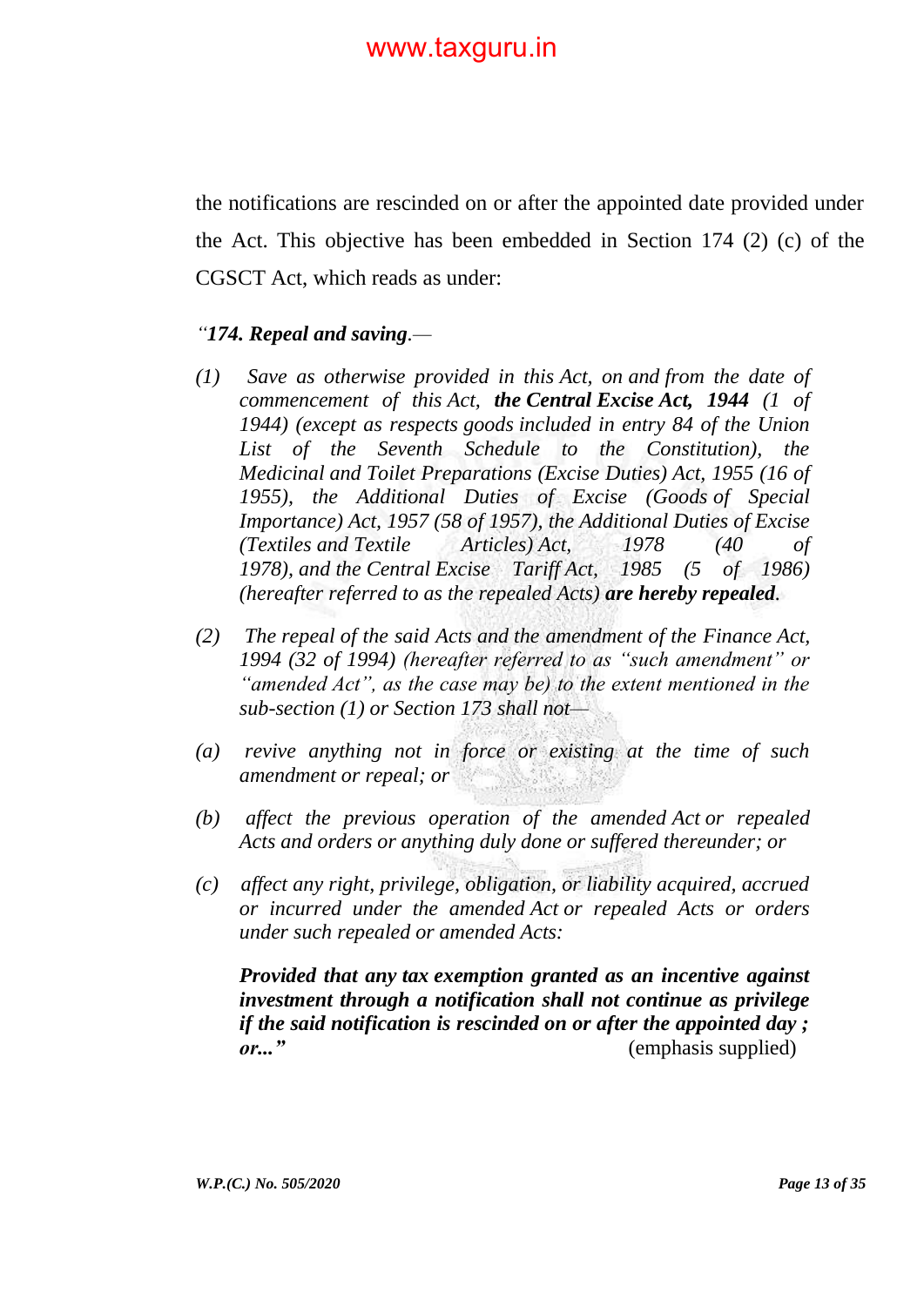the notifications are rescinded on or after the appointed date provided under the Act. This objective has been embedded in Section 174 (2) (c) of the CGSCT Act, which reads as under:

> *"**174. Repeal and saving**.—*
>
> *(1) Save as otherwise provided in this Act, on and from the date of commencement of this Act, **the Central Excise Act, 1944** (1 of 1944) (except as respects goods included in entry 84 of the Union List of the Seventh Schedule to the Constitution), the Medicinal and Toilet Preparations (Excise Duties) Act, 1955 (16 of 1955), the Additional Duties of Excise (Goods of Special Importance) Act, 1957 (58 of 1957), the Additional Duties of Excise (Textiles and Textile Articles) Act, 1978 (40 of 1978), and the Central Excise Tariff Act, 1985 (5 of 1986) (hereafter referred to as the repealed Acts) **are hereby repealed**.*
>
> *(2) The repeal of the said Acts and the amendment of the Finance Act, 1994 (32 of 1994) (hereafter referred to as "such amendment" or "amended Act", as the case may be) to the extent mentioned in the sub-section (1) or Section 173 shall not—*
>
> *(a) revive anything not in force or existing at the time of such amendment or repeal; or*
>
> *(b) affect the previous operation of the amended Act or repealed Acts and orders or anything duly done or suffered thereunder; or*
>
> *(c) affect any right, privilege, obligation, or liability acquired, accrued or incurred under the amended Act or repealed Acts or orders under such repealed or amended Acts:*
>
> ***Provided that any tax exemption granted as an incentive against investment through a notification shall not continue as privilege if the said notification is rescinded on or after the appointed day ; or..."*** (emphasis supplied)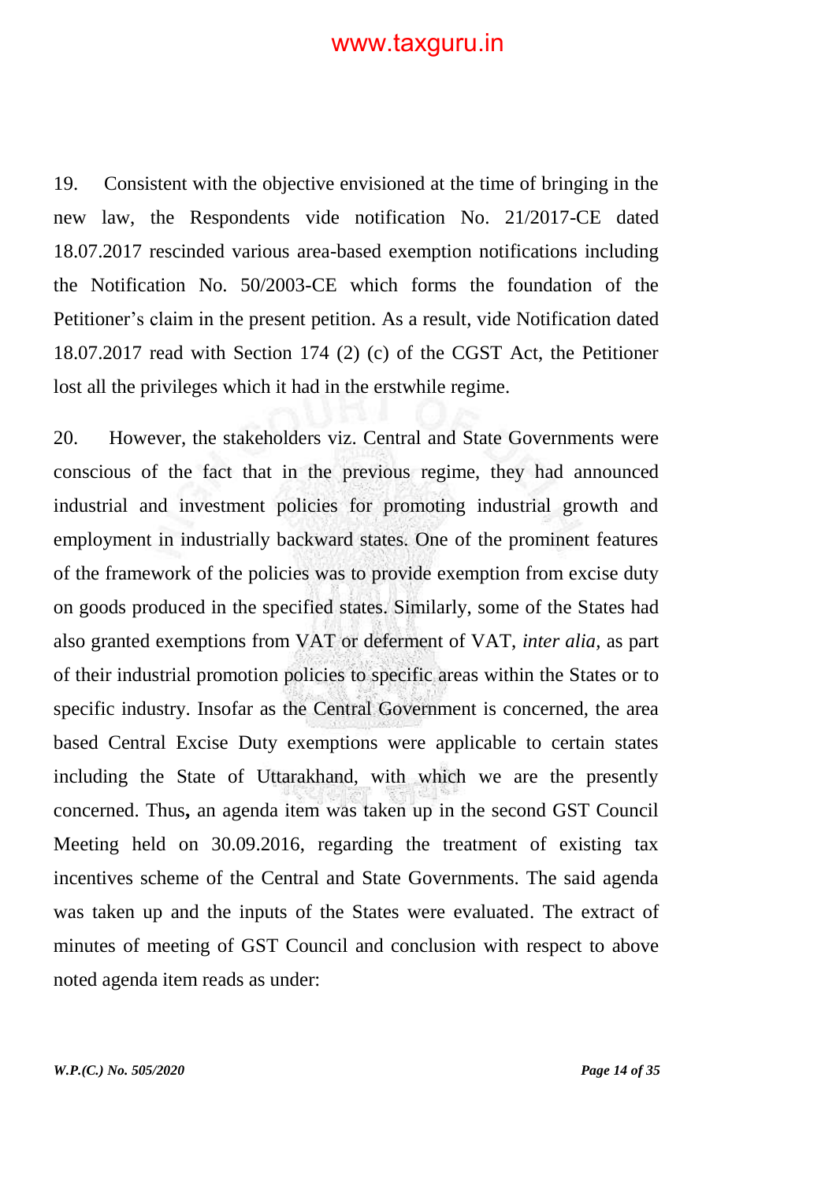19. Consistent with the objective envisioned at the time of bringing in the new law, the Respondents vide notification No. 21/2017-CE dated 18.07.2017 rescinded various area-based exemption notifications including the Notification No. 50/2003-CE which forms the foundation of the Petitioner's claim in the present petition. As a result, vide Notification dated 18.07.2017 read with Section 174 (2) (c) of the CGST Act, the Petitioner lost all the privileges which it had in the erstwhile regime.

20. However, the stakeholders viz. Central and State Governments were conscious of the fact that in the previous regime, they had announced industrial and investment policies for promoting industrial growth and employment in industrially backward states. One of the prominent features of the framework of the policies was to provide exemption from excise duty on goods produced in the specified states. Similarly, some of the States had also granted exemptions from VAT or deferment of VAT, *inter alia*, as part of their industrial promotion policies to specific areas within the States or to specific industry. Insofar as the Central Government is concerned, the area based Central Excise Duty exemptions were applicable to certain states including the State of Uttarakhand, with which we are the presently concerned. Thus**,** an agenda item was taken up in the second GST Council Meeting held on 30.09.2016, regarding the treatment of existing tax incentives scheme of the Central and State Governments. The said agenda was taken up and the inputs of the States were evaluated. The extract of minutes of meeting of GST Council and conclusion with respect to above noted agenda item reads as under: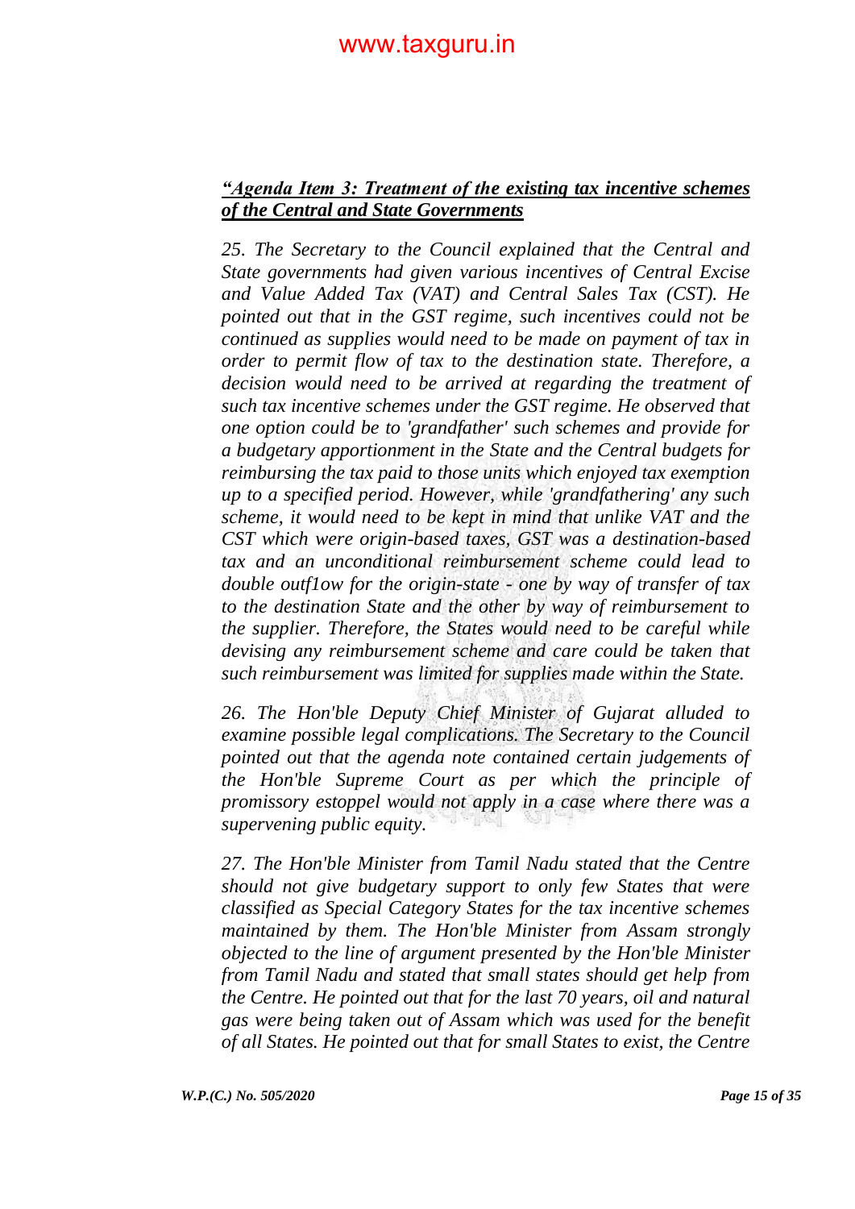*__"Agenda Item 3: Treatment of the existing tax incentive schemes of the Central and State Governments__*

*25. The Secretary to the Council explained that the Central and State governments had given various incentives of Central Excise and Value Added Tax (VAT) and Central Sales Tax (CST). He pointed out that in the GST regime, such incentives could not be continued as supplies would need to be made on payment of tax in order to permit flow of tax to the destination state. Therefore, a decision would need to be arrived at regarding the treatment of such tax incentive schemes under the GST regime. He observed that one option could be to 'grandfather' such schemes and provide for a budgetary apportionment in the State and the Central budgets for reimbursing the tax paid to those units which enjoyed tax exemption up to a specified period. However, while 'grandfathering' any such scheme, it would need to be kept in mind that unlike VAT and the CST which were origin-based taxes, GST was a destination-based tax and an unconditional reimbursement scheme could lead to double outf1ow for the origin-state - one by way of transfer of tax to the destination State and the other by way of reimbursement to the supplier. Therefore, the States would need to be careful while devising any reimbursement scheme and care could be taken that such reimbursement was limited for supplies made within the State.*

*26. The Hon'ble Deputy Chief Minister of Gujarat alluded to examine possible legal complications. The Secretary to the Council pointed out that the agenda note contained certain judgements of the Hon'ble Supreme Court as per which the principle of promissory estoppel would not apply in a case where there was a supervening public equity.*

*27. The Hon'ble Minister from Tamil Nadu stated that the Centre should not give budgetary support to only few States that were classified as Special Category States for the tax incentive schemes maintained by them. The Hon'ble Minister from Assam strongly objected to the line of argument presented by the Hon'ble Minister from Tamil Nadu and stated that small states should get help from the Centre. He pointed out that for the last 70 years, oil and natural gas were being taken out of Assam which was used for the benefit of all States. He pointed out that for small States to exist, the Centre*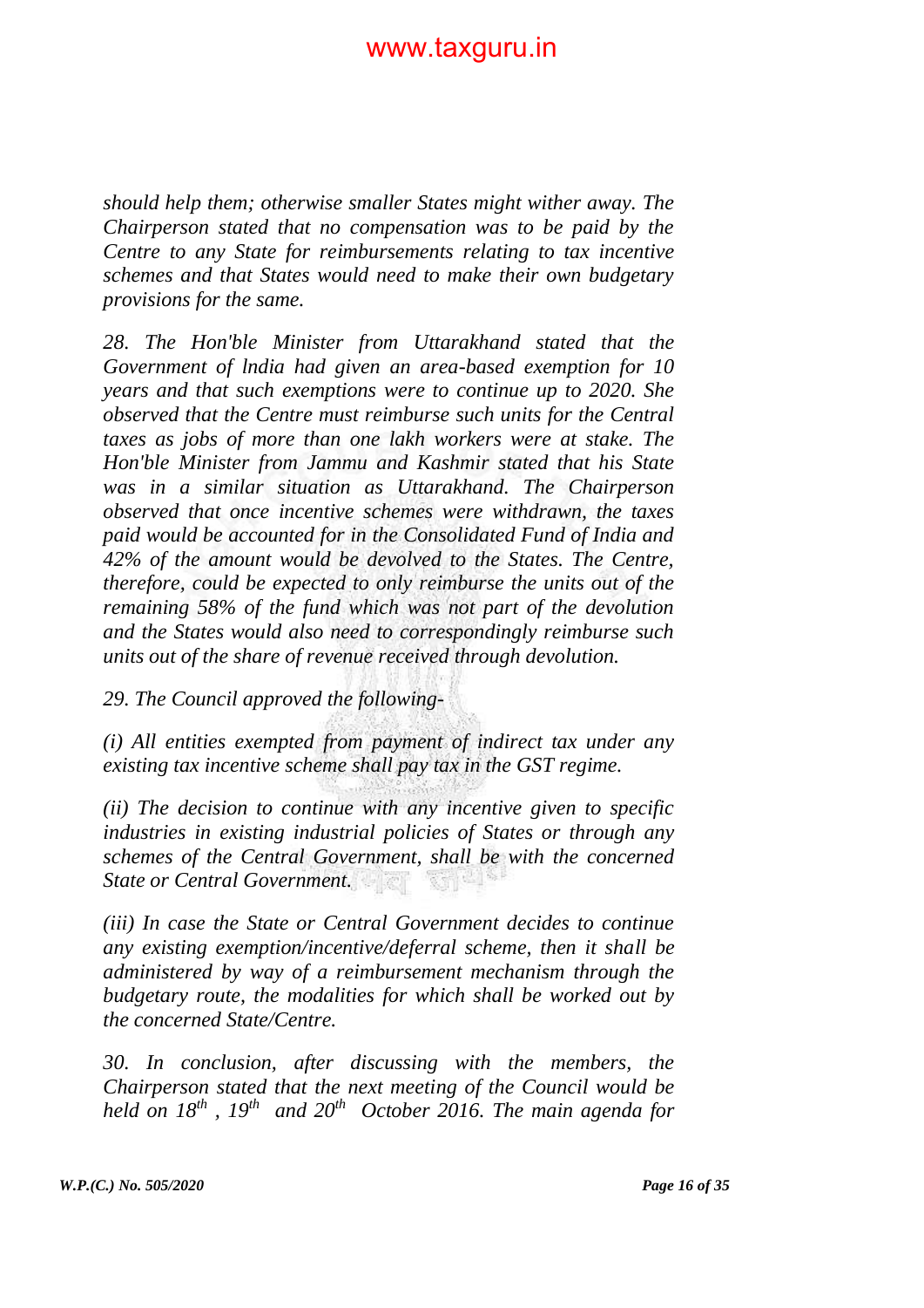*should help them; otherwise smaller States might wither away. The Chairperson stated that no compensation was to be paid by the Centre to any State for reimbursements relating to tax incentive schemes and that States would need to make their own budgetary provisions for the same.*

*28. The Hon'ble Minister from Uttarakhand stated that the Government of lndia had given an area-based exemption for 10 years and that such exemptions were to continue up to 2020. She observed that the Centre must reimburse such units for the Central taxes as jobs of more than one lakh workers were at stake. The Hon'ble Minister from Jammu and Kashmir stated that his State was in a similar situation as Uttarakhand. The Chairperson observed that once incentive schemes were withdrawn, the taxes paid would be accounted for in the Consolidated Fund of India and 42% of the amount would be devolved to the States. The Centre, therefore, could be expected to only reimburse the units out of the remaining 58% of the fund which was not part of the devolution and the States would also need to correspondingly reimburse such units out of the share of revenue received through devolution.*

*29. The Council approved the following-*

*(i) All entities exempted from payment of indirect tax under any existing tax incentive scheme shall pay tax in the GST regime.*

*(ii) The decision to continue with any incentive given to specific industries in existing industrial policies of States or through any schemes of the Central Government, shall be with the concerned State or Central Government.*

*(iii) In case the State or Central Government decides to continue any existing exemption/incentive/deferral scheme, then it shall be administered by way of a reimbursement mechanism through the budgetary route, the modalities for which shall be worked out by the concerned State/Centre.*

*30. In conclusion, after discussing with the members, the Chairperson stated that the next meeting of the Council would be held on 18th , 19th and 20th October 2016. The main agenda for*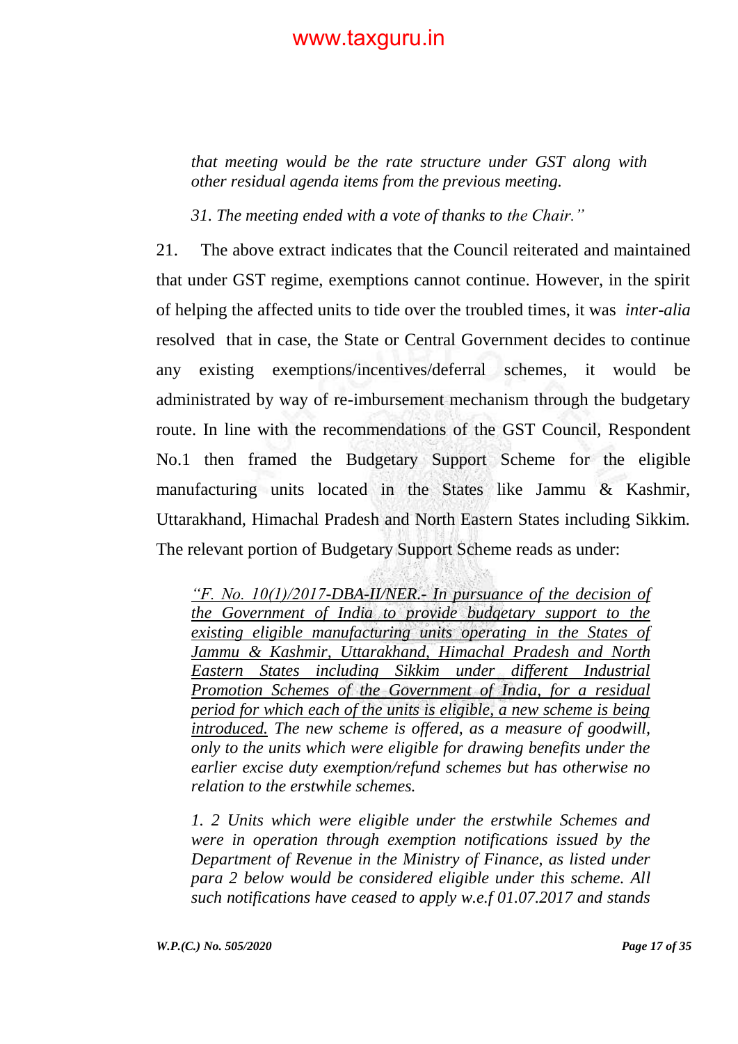*that meeting would be the rate structure under GST along with other residual agenda items from the previous meeting.*

*31. The meeting ended with a vote of thanks to the Chair."*

21. The above extract indicates that the Council reiterated and maintained that under GST regime, exemptions cannot continue. However, in the spirit of helping the affected units to tide over the troubled times, it was *inter-alia* resolved that in case, the State or Central Government decides to continue any existing exemptions/incentives/deferral schemes, it would be administrated by way of re-imbursement mechanism through the budgetary route. In line with the recommendations of the GST Council, Respondent No.1 then framed the Budgetary Support Scheme for the eligible manufacturing units located in the States like Jammu & Kashmir, Uttarakhand, Himachal Pradesh and North Eastern States including Sikkim. The relevant portion of Budgetary Support Scheme reads as under:

> *"F. No. 10(1)/2017-DBA-II/NER.- In pursuance of the decision of the Government of India to provide budgetary support to the existing eligible manufacturing units operating in the States of Jammu & Kashmir, Uttarakhand, Himachal Pradesh and North Eastern States including Sikkim under different Industrial Promotion Schemes of the Government of India, for a residual period for which each of the units is eligible, a new scheme is being introduced. The new scheme is offered, as a measure of goodwill, only to the units which were eligible for drawing benefits under the earlier excise duty exemption/refund schemes but has otherwise no relation to the erstwhile schemes.*
>
> *1. 2 Units which were eligible under the erstwhile Schemes and were in operation through exemption notifications issued by the Department of Revenue in the Ministry of Finance, as listed under para 2 below would be considered eligible under this scheme. All such notifications have ceased to apply w.e.f 01.07.2017 and stands*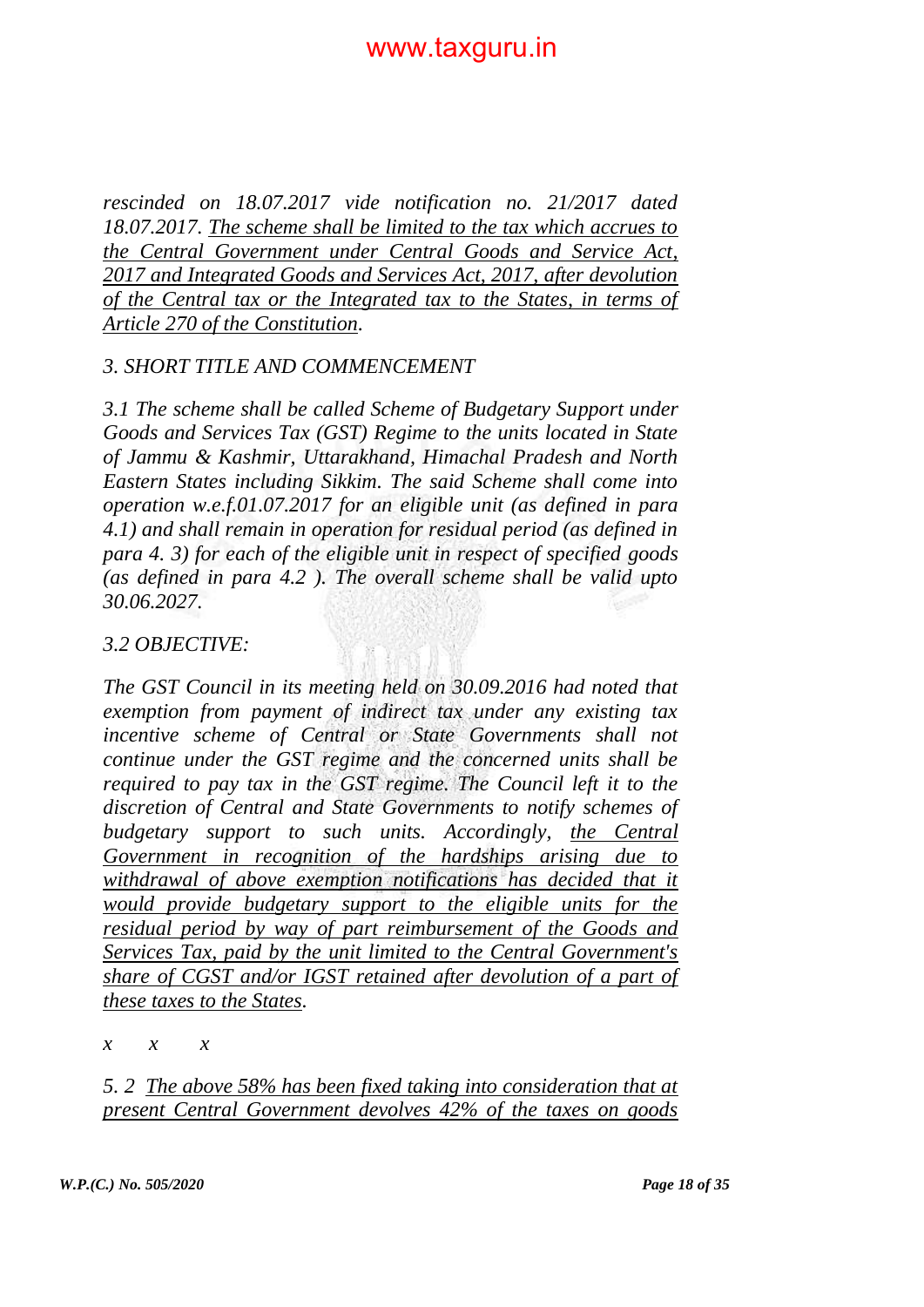*rescinded on 18.07.2017 vide notification no. 21/2017 dated 18.07.2017. The scheme shall be limited to the tax which accrues to the Central Government under Central Goods and Service Act, 2017 and Integrated Goods and Services Act, 2017, after devolution of the Central tax or the Integrated tax to the States, in terms of Article 270 of the Constitution.*

*3. SHORT TITLE AND COMMENCEMENT*

*3.1 The scheme shall be called Scheme of Budgetary Support under Goods and Services Tax (GST) Regime to the units located in State of Jammu & Kashmir, Uttarakhand, Himachal Pradesh and North Eastern States including Sikkim. The said Scheme shall come into operation w.e.f.01.07.2017 for an eligible unit (as defined in para 4.1) and shall remain in operation for residual period (as defined in para 4. 3) for each of the eligible unit in respect of specified goods (as defined in para 4.2 ). The overall scheme shall be valid upto 30.06.2027.*

*3.2 OBJECTIVE:*

*The GST Council in its meeting held on 30.09.2016 had noted that exemption from payment of indirect tax under any existing tax incentive scheme of Central or State Governments shall not continue under the GST regime and the concerned units shall be required to pay tax in the GST regime. The Council left it to the discretion of Central and State Governments to notify schemes of budgetary support to such units. Accordingly, the Central Government in recognition of the hardships arising due to withdrawal of above exemption notifications has decided that it would provide budgetary support to the eligible units for the residual period by way of part reimbursement of the Goods and Services Tax, paid by the unit limited to the Central Government's share of CGST and/or IGST retained after devolution of a part of these taxes to the States.*

*x x x*

*5. 2 The above 58% has been fixed taking into consideration that at present Central Government devolves 42% of the taxes on goods*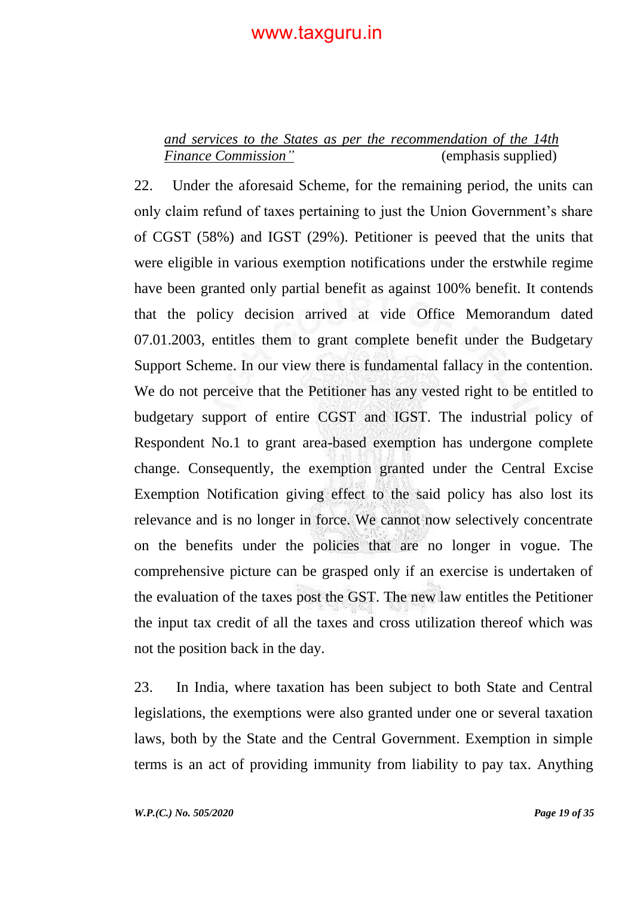*<u>and services to the States as per the recommendation of the 14th Finance Commission"</u>* (emphasis supplied)

22. Under the aforesaid Scheme, for the remaining period, the units can only claim refund of taxes pertaining to just the Union Government's share of CGST (58%) and IGST (29%). Petitioner is peeved that the units that were eligible in various exemption notifications under the erstwhile regime have been granted only partial benefit as against 100% benefit. It contends that the policy decision arrived at vide Office Memorandum dated 07.01.2003, entitles them to grant complete benefit under the Budgetary Support Scheme. In our view there is fundamental fallacy in the contention. We do not perceive that the Petitioner has any vested right to be entitled to budgetary support of entire CGST and IGST. The industrial policy of Respondent No.1 to grant area-based exemption has undergone complete change. Consequently, the exemption granted under the Central Excise Exemption Notification giving effect to the said policy has also lost its relevance and is no longer in force. We cannot now selectively concentrate on the benefits under the policies that are no longer in vogue. The comprehensive picture can be grasped only if an exercise is undertaken of the evaluation of the taxes post the GST. The new law entitles the Petitioner the input tax credit of all the taxes and cross utilization thereof which was not the position back in the day.

23. In India, where taxation has been subject to both State and Central legislations, the exemptions were also granted under one or several taxation laws, both by the State and the Central Government. Exemption in simple terms is an act of providing immunity from liability to pay tax. Anything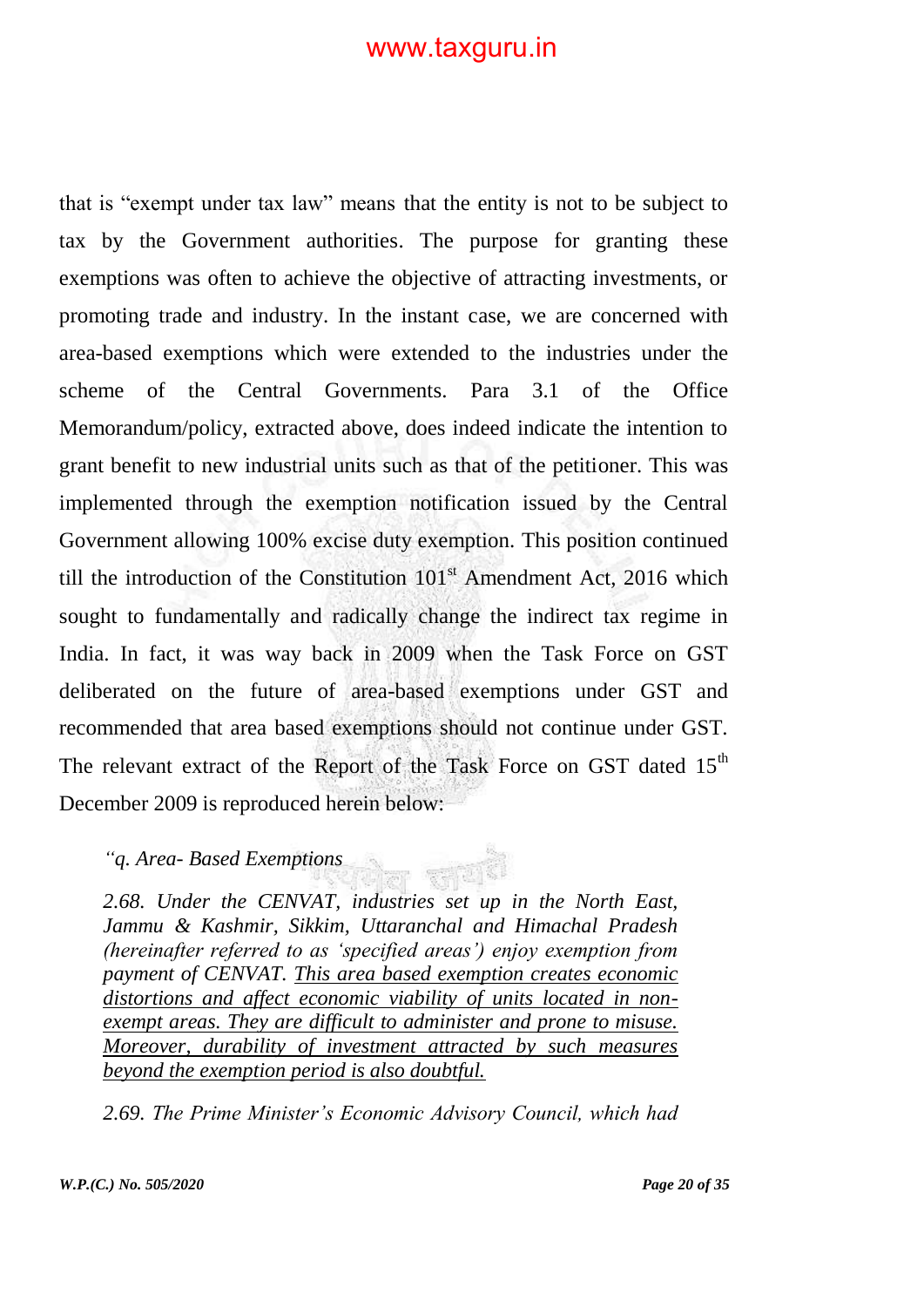that is "exempt under tax law" means that the entity is not to be subject to tax by the Government authorities. The purpose for granting these exemptions was often to achieve the objective of attracting investments, or promoting trade and industry. In the instant case, we are concerned with area-based exemptions which were extended to the industries under the scheme of the Central Governments. Para 3.1 of the Office Memorandum/policy, extracted above, does indeed indicate the intention to grant benefit to new industrial units such as that of the petitioner. This was implemented through the exemption notification issued by the Central Government allowing 100% excise duty exemption. This position continued till the introduction of the Constitution 101st Amendment Act, 2016 which sought to fundamentally and radically change the indirect tax regime in India. In fact, it was way back in 2009 when the Task Force on GST deliberated on the future of area-based exemptions under GST and recommended that area based exemptions should not continue under GST. The relevant extract of the Report of the Task Force on GST dated 15th December 2009 is reproduced herein below:

> *"q. Area- Based Exemptions*
>
> *2.68. Under the CENVAT, industries set up in the North East, Jammu & Kashmir, Sikkim, Uttaranchal and Himachal Pradesh (hereinafter referred to as 'specified areas') enjoy exemption from payment of CENVAT. <u>This area based exemption creates economic distortions and affect economic viability of units located in non-exempt areas. They are difficult to administer and prone to misuse. Moreover, durability of investment attracted by such measures beyond the exemption period is also doubtful.</u>*
>
> *2.69. The Prime Minister's Economic Advisory Council, which had*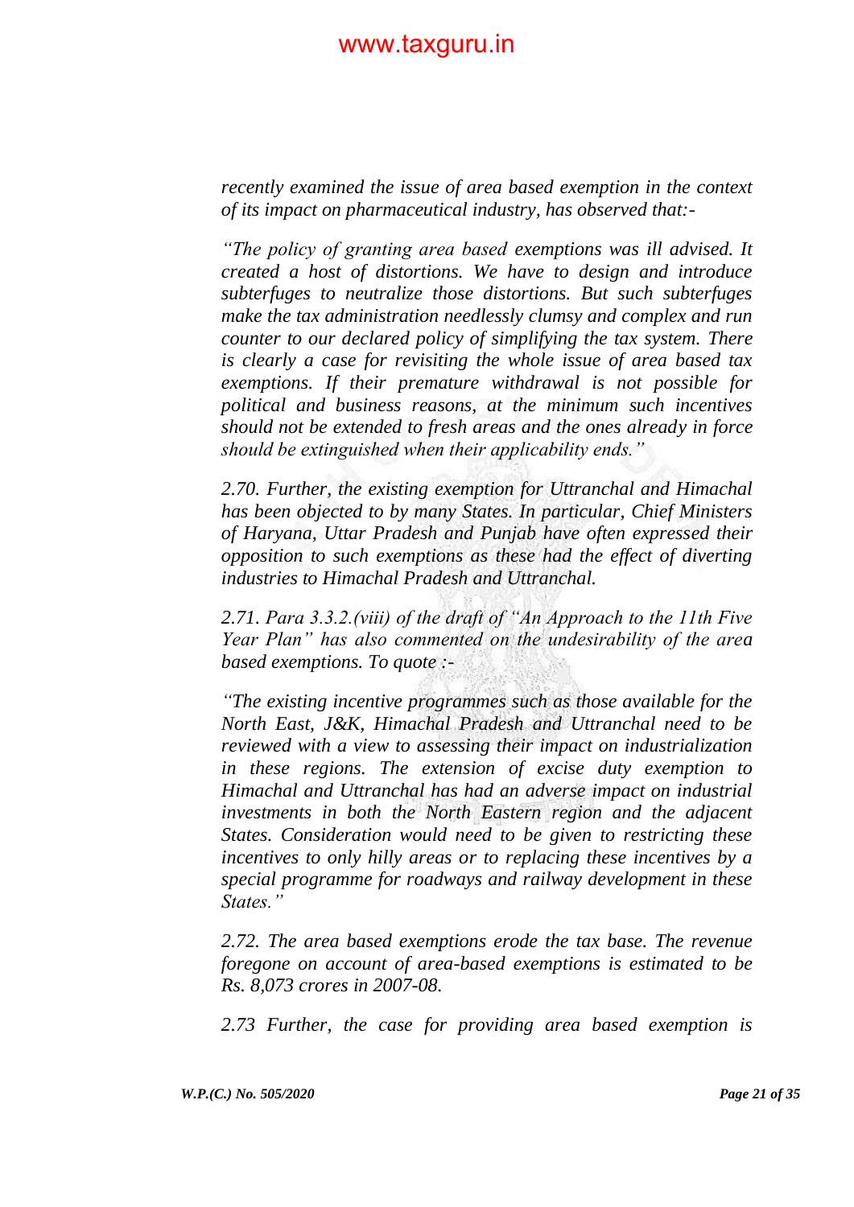*recently examined the issue of area based exemption in the context of its impact on pharmaceutical industry, has observed that:-*

*"The policy of granting area based exemptions was ill advised. It created a host of distortions. We have to design and introduce subterfuges to neutralize those distortions. But such subterfuges make the tax administration needlessly clumsy and complex and run counter to our declared policy of simplifying the tax system. There is clearly a case for revisiting the whole issue of area based tax exemptions. If their premature withdrawal is not possible for political and business reasons, at the minimum such incentives should not be extended to fresh areas and the ones already in force should be extinguished when their applicability ends."*

*2.70. Further, the existing exemption for Uttranchal and Himachal has been objected to by many States. In particular, Chief Ministers of Haryana, Uttar Pradesh and Punjab have often expressed their opposition to such exemptions as these had the effect of diverting industries to Himachal Pradesh and Uttranchal.*

*2.71. Para 3.3.2.(viii) of the draft of "An Approach to the 11th Five Year Plan" has also commented on the undesirability of the area based exemptions. To quote :-*

*"The existing incentive programmes such as those available for the North East, J&K, Himachal Pradesh and Uttranchal need to be reviewed with a view to assessing their impact on industrialization in these regions. The extension of excise duty exemption to Himachal and Uttranchal has had an adverse impact on industrial investments in both the North Eastern region and the adjacent States. Consideration would need to be given to restricting these incentives to only hilly areas or to replacing these incentives by a special programme for roadways and railway development in these States."*

*2.72. The area based exemptions erode the tax base. The revenue foregone on account of area-based exemptions is estimated to be Rs. 8,073 crores in 2007-08.*

*2.73 Further, the case for providing area based exemption is*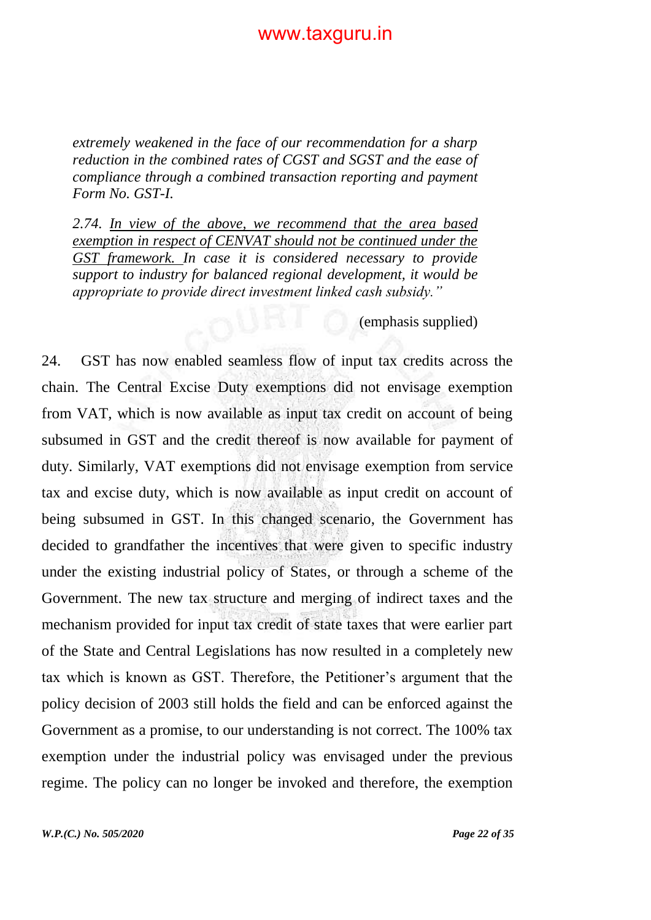*extremely weakened in the face of our recommendation for a sharp reduction in the combined rates of CGST and SGST and the ease of compliance through a combined transaction reporting and payment Form No. GST-I.*

*2.74. <u>In view of the above, we recommend that the area based exemption in respect of CENVAT should not be continued under the GST framework.</u> In case it is considered necessary to provide support to industry for balanced regional development, it would be appropriate to provide direct investment linked cash subsidy."*

(emphasis supplied)

24. GST has now enabled seamless flow of input tax credits across the chain. The Central Excise Duty exemptions did not envisage exemption from VAT, which is now available as input tax credit on account of being subsumed in GST and the credit thereof is now available for payment of duty. Similarly, VAT exemptions did not envisage exemption from service tax and excise duty, which is now available as input credit on account of being subsumed in GST. In this changed scenario, the Government has decided to grandfather the incentives that were given to specific industry under the existing industrial policy of States, or through a scheme of the Government. The new tax structure and merging of indirect taxes and the mechanism provided for input tax credit of state taxes that were earlier part of the State and Central Legislations has now resulted in a completely new tax which is known as GST. Therefore, the Petitioner's argument that the policy decision of 2003 still holds the field and can be enforced against the Government as a promise, to our understanding is not correct. The 100% tax exemption under the industrial policy was envisaged under the previous regime. The policy can no longer be invoked and therefore, the exemption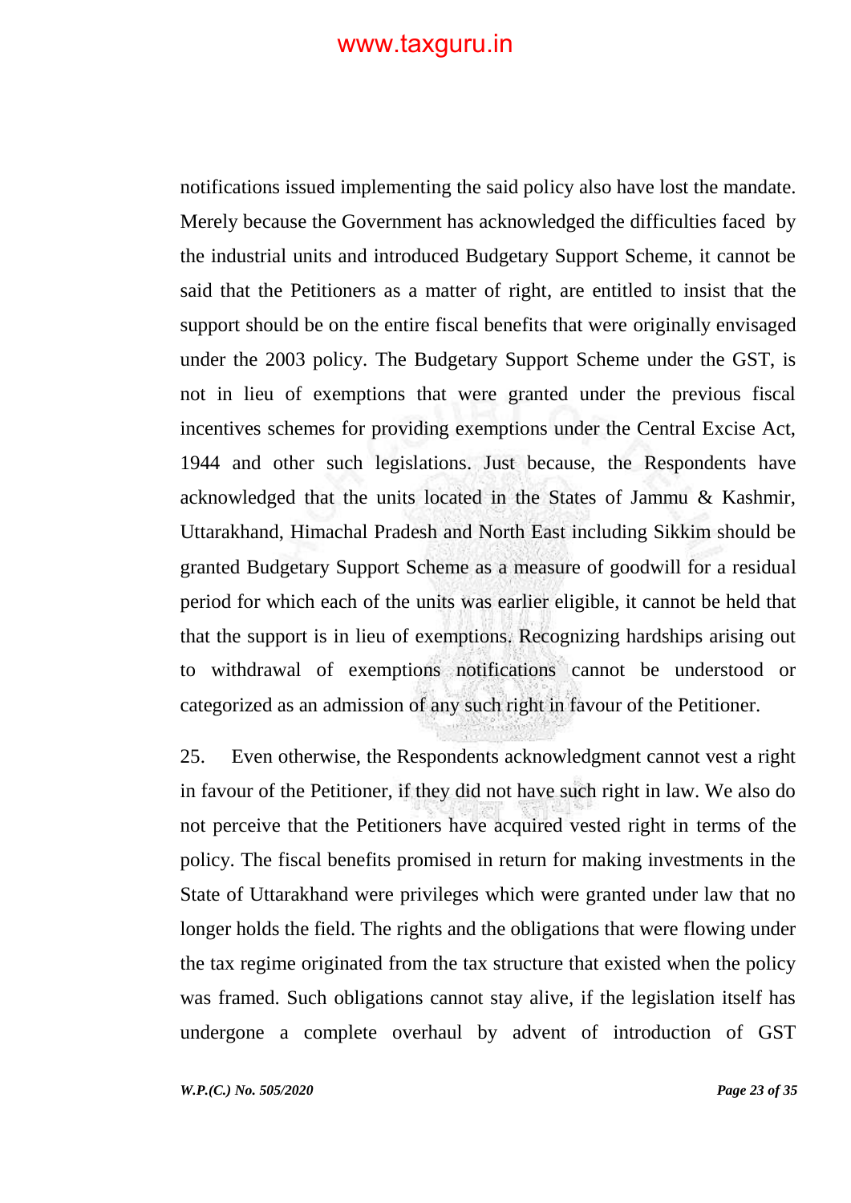notifications issued implementing the said policy also have lost the mandate. Merely because the Government has acknowledged the difficulties faced by the industrial units and introduced Budgetary Support Scheme, it cannot be said that the Petitioners as a matter of right, are entitled to insist that the support should be on the entire fiscal benefits that were originally envisaged under the 2003 policy. The Budgetary Support Scheme under the GST, is not in lieu of exemptions that were granted under the previous fiscal incentives schemes for providing exemptions under the Central Excise Act, 1944 and other such legislations. Just because, the Respondents have acknowledged that the units located in the States of Jammu & Kashmir, Uttarakhand, Himachal Pradesh and North East including Sikkim should be granted Budgetary Support Scheme as a measure of goodwill for a residual period for which each of the units was earlier eligible, it cannot be held that that the support is in lieu of exemptions. Recognizing hardships arising out to withdrawal of exemptions notifications cannot be understood or categorized as an admission of any such right in favour of the Petitioner.

25. Even otherwise, the Respondents acknowledgment cannot vest a right in favour of the Petitioner, if they did not have such right in law. We also do not perceive that the Petitioners have acquired vested right in terms of the policy. The fiscal benefits promised in return for making investments in the State of Uttarakhand were privileges which were granted under law that no longer holds the field. The rights and the obligations that were flowing under the tax regime originated from the tax structure that existed when the policy was framed. Such obligations cannot stay alive, if the legislation itself has undergone a complete overhaul by advent of introduction of GST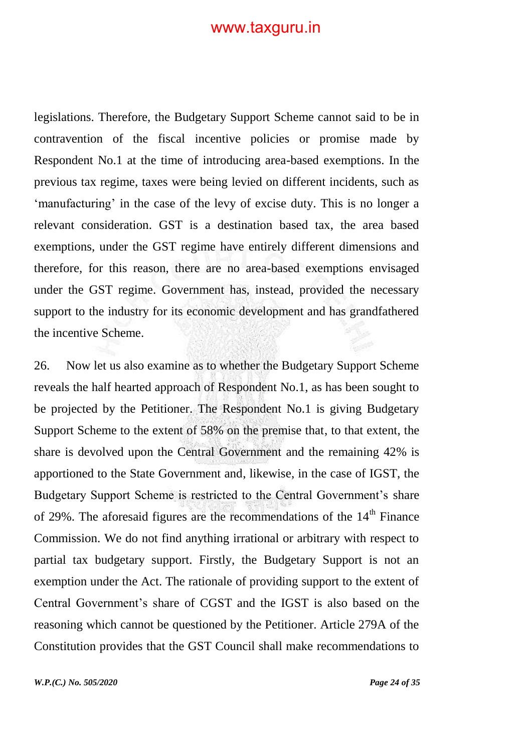legislations. Therefore, the Budgetary Support Scheme cannot said to be in contravention of the fiscal incentive policies or promise made by Respondent No.1 at the time of introducing area-based exemptions. In the previous tax regime, taxes were being levied on different incidents, such as 'manufacturing' in the case of the levy of excise duty. This is no longer a relevant consideration. GST is a destination based tax, the area based exemptions, under the GST regime have entirely different dimensions and therefore, for this reason, there are no area-based exemptions envisaged under the GST regime. Government has, instead, provided the necessary support to the industry for its economic development and has grandfathered the incentive Scheme.

26. Now let us also examine as to whether the Budgetary Support Scheme reveals the half hearted approach of Respondent No.1, as has been sought to be projected by the Petitioner. The Respondent No.1 is giving Budgetary Support Scheme to the extent of 58% on the premise that, to that extent, the share is devolved upon the Central Government and the remaining 42% is apportioned to the State Government and, likewise, in the case of IGST, the Budgetary Support Scheme is restricted to the Central Government's share of 29%. The aforesaid figures are the recommendations of the 14th Finance Commission. We do not find anything irrational or arbitrary with respect to partial tax budgetary support. Firstly, the Budgetary Support is not an exemption under the Act. The rationale of providing support to the extent of Central Government's share of CGST and the IGST is also based on the reasoning which cannot be questioned by the Petitioner. Article 279A of the Constitution provides that the GST Council shall make recommendations to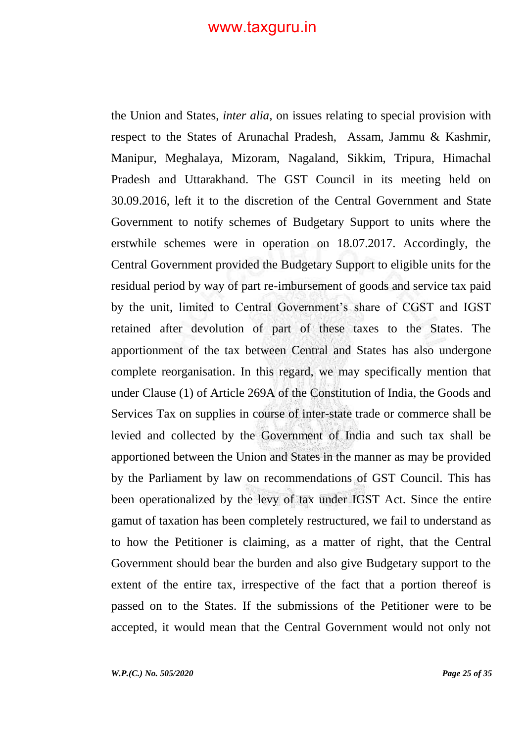the Union and States, *inter alia*, on issues relating to special provision with respect to the States of Arunachal Pradesh, Assam, Jammu & Kashmir, Manipur, Meghalaya, Mizoram, Nagaland, Sikkim, Tripura, Himachal Pradesh and Uttarakhand. The GST Council in its meeting held on 30.09.2016, left it to the discretion of the Central Government and State Government to notify schemes of Budgetary Support to units where the erstwhile schemes were in operation on 18.07.2017. Accordingly, the Central Government provided the Budgetary Support to eligible units for the residual period by way of part re-imbursement of goods and service tax paid by the unit, limited to Central Government's share of CGST and IGST retained after devolution of part of these taxes to the States. The apportionment of the tax between Central and States has also undergone complete reorganisation. In this regard, we may specifically mention that under Clause (1) of Article 269A of the Constitution of India, the Goods and Services Tax on supplies in course of inter-state trade or commerce shall be levied and collected by the Government of India and such tax shall be apportioned between the Union and States in the manner as may be provided by the Parliament by law on recommendations of GST Council. This has been operationalized by the levy of tax under IGST Act. Since the entire gamut of taxation has been completely restructured, we fail to understand as to how the Petitioner is claiming, as a matter of right, that the Central Government should bear the burden and also give Budgetary support to the extent of the entire tax, irrespective of the fact that a portion thereof is passed on to the States. If the submissions of the Petitioner were to be accepted, it would mean that the Central Government would not only not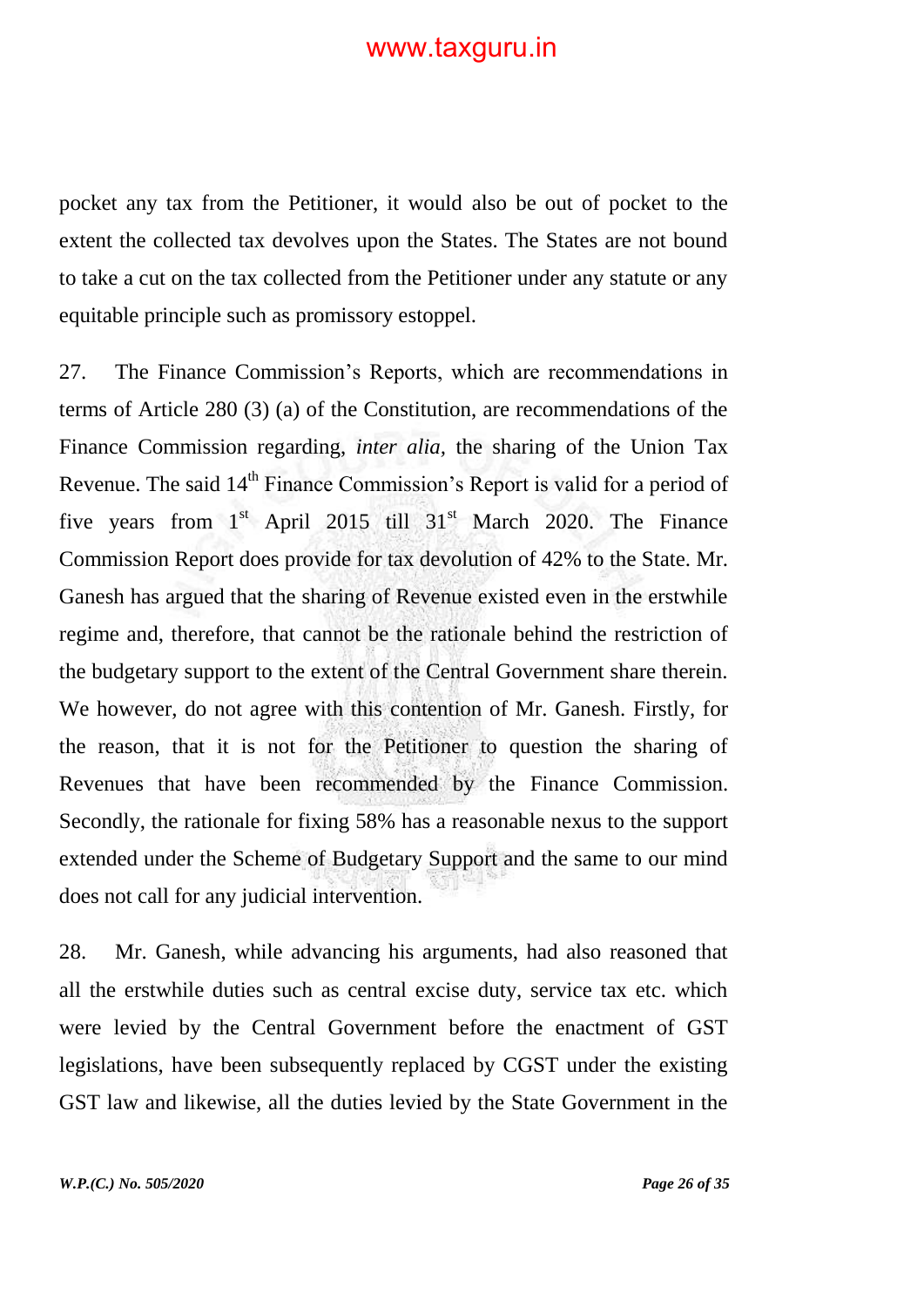pocket any tax from the Petitioner, it would also be out of pocket to the extent the collected tax devolves upon the States. The States are not bound to take a cut on the tax collected from the Petitioner under any statute or any equitable principle such as promissory estoppel.

27. The Finance Commission's Reports, which are recommendations in terms of Article 280 (3) (a) of the Constitution, are recommendations of the Finance Commission regarding, *inter alia,* the sharing of the Union Tax Revenue. The said 14th Finance Commission's Report is valid for a period of five years from 1st April 2015 till 31st March 2020. The Finance Commission Report does provide for tax devolution of 42% to the State. Mr. Ganesh has argued that the sharing of Revenue existed even in the erstwhile regime and, therefore, that cannot be the rationale behind the restriction of the budgetary support to the extent of the Central Government share therein. We however, do not agree with this contention of Mr. Ganesh. Firstly, for the reason, that it is not for the Petitioner to question the sharing of Revenues that have been recommended by the Finance Commission. Secondly, the rationale for fixing 58% has a reasonable nexus to the support extended under the Scheme of Budgetary Support and the same to our mind does not call for any judicial intervention.

28. Mr. Ganesh, while advancing his arguments, had also reasoned that all the erstwhile duties such as central excise duty, service tax etc. which were levied by the Central Government before the enactment of GST legislations, have been subsequently replaced by CGST under the existing GST law and likewise, all the duties levied by the State Government in the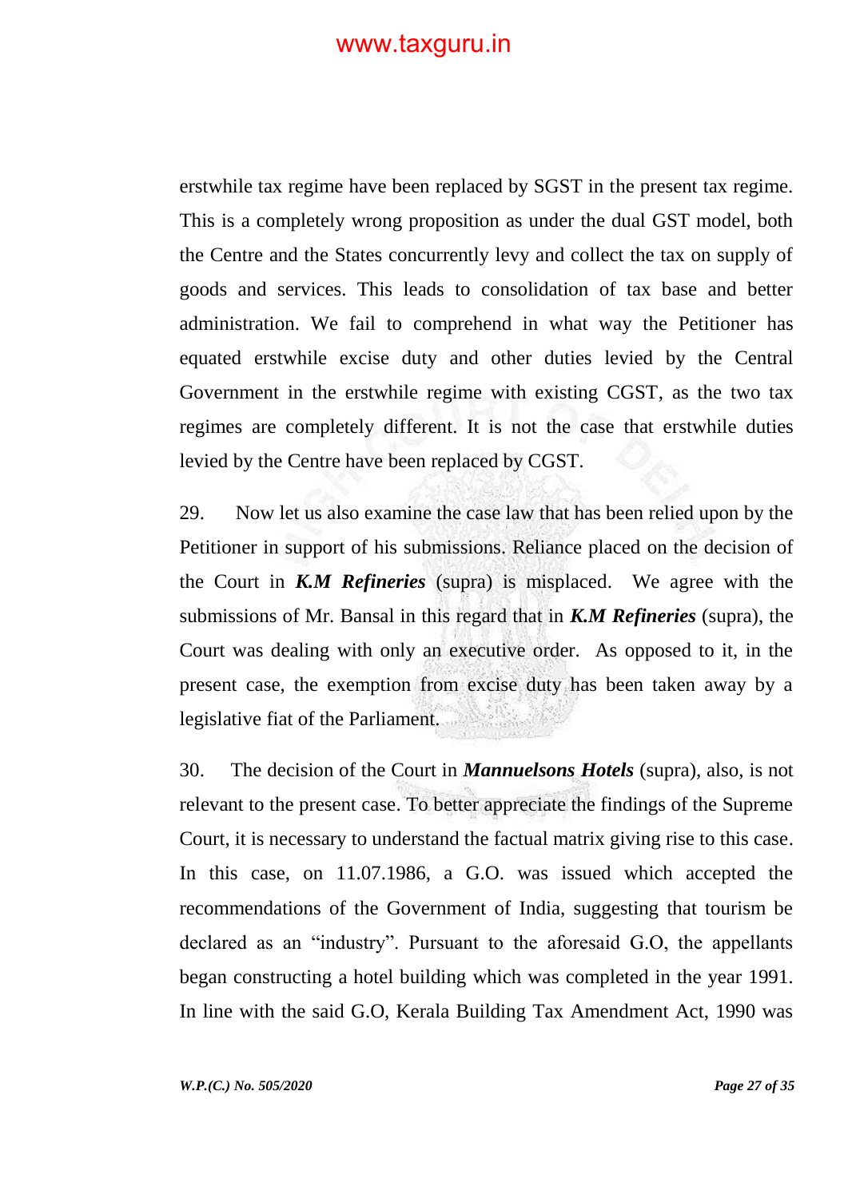erstwhile tax regime have been replaced by SGST in the present tax regime. This is a completely wrong proposition as under the dual GST model, both the Centre and the States concurrently levy and collect the tax on supply of goods and services. This leads to consolidation of tax base and better administration. We fail to comprehend in what way the Petitioner has equated erstwhile excise duty and other duties levied by the Central Government in the erstwhile regime with existing CGST, as the two tax regimes are completely different. It is not the case that erstwhile duties levied by the Centre have been replaced by CGST.

29. Now let us also examine the case law that has been relied upon by the Petitioner in support of his submissions. Reliance placed on the decision of the Court in ***K.M Refineries*** (supra) is misplaced. We agree with the submissions of Mr. Bansal in this regard that in ***K.M Refineries*** (supra), the Court was dealing with only an executive order. As opposed to it, in the present case, the exemption from excise duty has been taken away by a legislative fiat of the Parliament.

30. The decision of the Court in ***Mannuelsons Hotels*** (supra), also, is not relevant to the present case. To better appreciate the findings of the Supreme Court, it is necessary to understand the factual matrix giving rise to this case. In this case, on 11.07.1986, a G.O. was issued which accepted the recommendations of the Government of India, suggesting that tourism be declared as an "industry". Pursuant to the aforesaid G.O, the appellants began constructing a hotel building which was completed in the year 1991. In line with the said G.O, Kerala Building Tax Amendment Act, 1990 was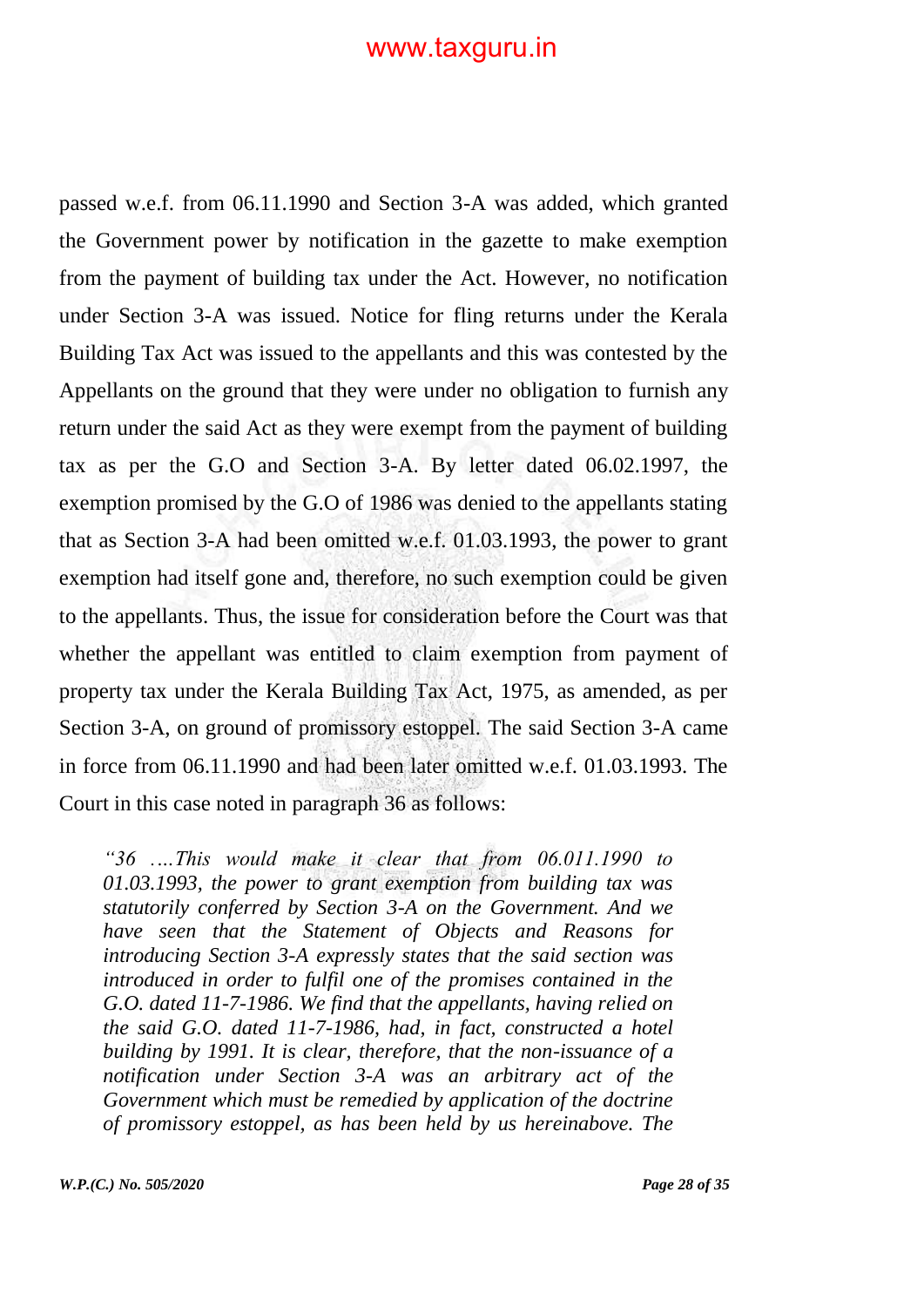passed w.e.f. from 06.11.1990 and Section 3-A was added, which granted the Government power by notification in the gazette to make exemption from the payment of building tax under the Act. However, no notification under Section 3-A was issued. Notice for fling returns under the Kerala Building Tax Act was issued to the appellants and this was contested by the Appellants on the ground that they were under no obligation to furnish any return under the said Act as they were exempt from the payment of building tax as per the G.O and Section 3-A. By letter dated 06.02.1997, the exemption promised by the G.O of 1986 was denied to the appellants stating that as Section 3-A had been omitted w.e.f. 01.03.1993, the power to grant exemption had itself gone and, therefore, no such exemption could be given to the appellants. Thus, the issue for consideration before the Court was that whether the appellant was entitled to claim exemption from payment of property tax under the Kerala Building Tax Act, 1975, as amended, as per Section 3-A, on ground of promissory estoppel. The said Section 3-A came in force from 06.11.1990 and had been later omitted w.e.f. 01.03.1993. The Court in this case noted in paragraph 36 as follows:

> *"36 ….This would make it clear that from 06.011.1990 to 01.03.1993, the power to grant exemption from building tax was statutorily conferred by Section 3-A on the Government. And we have seen that the Statement of Objects and Reasons for introducing Section 3-A expressly states that the said section was introduced in order to fulfil one of the promises contained in the G.O. dated 11-7-1986. We find that the appellants, having relied on the said G.O. dated 11-7-1986, had, in fact, constructed a hotel building by 1991. It is clear, therefore, that the non-issuance of a notification under Section 3-A was an arbitrary act of the Government which must be remedied by application of the doctrine of promissory estoppel, as has been held by us hereinabove. The*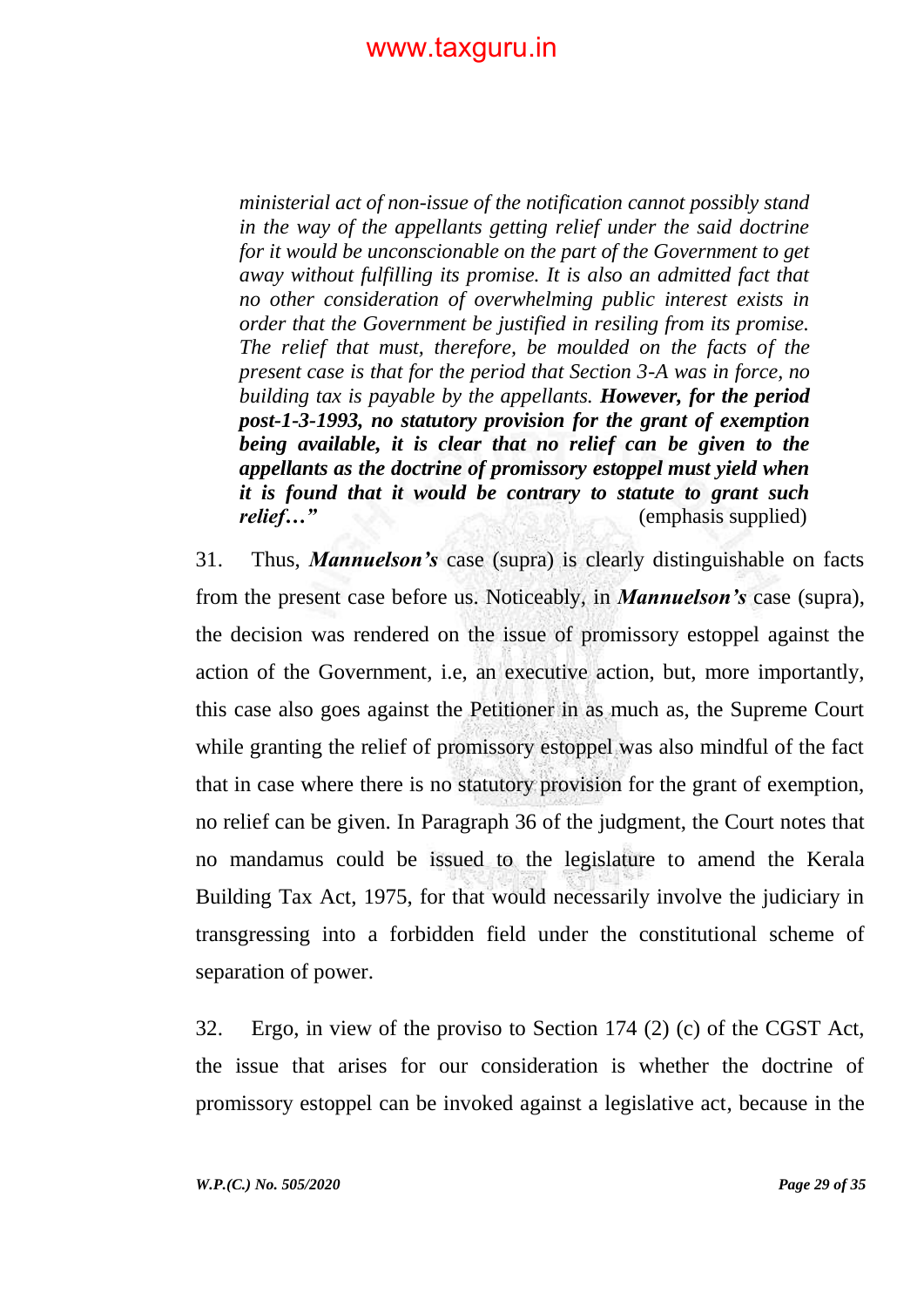> *ministerial act of non-issue of the notification cannot possibly stand in the way of the appellants getting relief under the said doctrine for it would be unconscionable on the part of the Government to get away without fulfilling its promise. It is also an admitted fact that no other consideration of overwhelming public interest exists in order that the Government be justified in resiling from its promise. The relief that must, therefore, be moulded on the facts of the present case is that for the period that Section 3-A was in force, no building tax is payable by the appellants.* ***However, for the period post-1-3-1993, no statutory provision for the grant of exemption being available, it is clear that no relief can be given to the appellants as the doctrine of promissory estoppel must yield when it is found that it would be contrary to statute to grant such relief…"*** (emphasis supplied)

31. Thus, ***Mannuelson's*** case (supra) is clearly distinguishable on facts from the present case before us. Noticeably, in ***Mannuelson's*** case (supra), the decision was rendered on the issue of promissory estoppel against the action of the Government, i.e, an executive action, but, more importantly, this case also goes against the Petitioner in as much as, the Supreme Court while granting the relief of promissory estoppel was also mindful of the fact that in case where there is no statutory provision for the grant of exemption, no relief can be given. In Paragraph 36 of the judgment, the Court notes that no mandamus could be issued to the legislature to amend the Kerala Building Tax Act, 1975, for that would necessarily involve the judiciary in transgressing into a forbidden field under the constitutional scheme of separation of power.

32. Ergo, in view of the proviso to Section 174 (2) (c) of the CGST Act, the issue that arises for our consideration is whether the doctrine of promissory estoppel can be invoked against a legislative act, because in the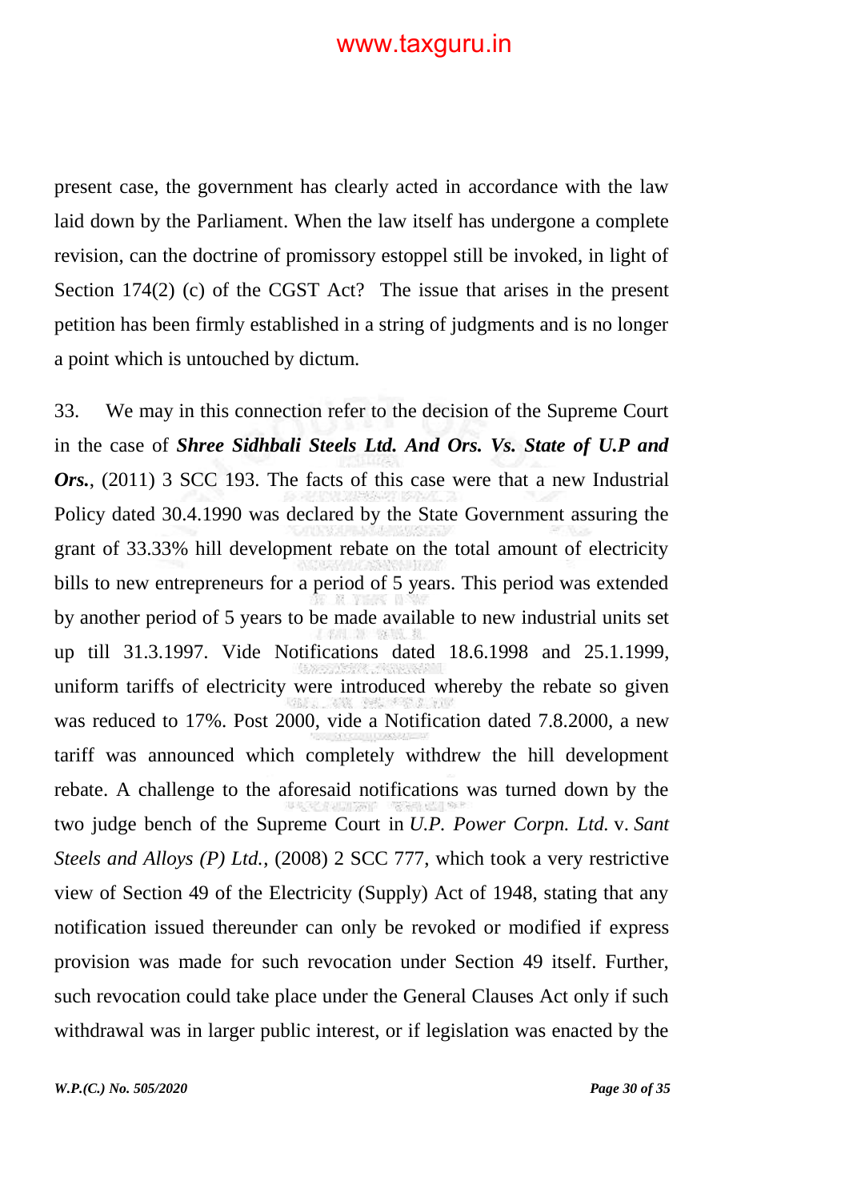present case, the government has clearly acted in accordance with the law laid down by the Parliament. When the law itself has undergone a complete revision, can the doctrine of promissory estoppel still be invoked, in light of Section 174(2) (c) of the CGST Act? The issue that arises in the present petition has been firmly established in a string of judgments and is no longer a point which is untouched by dictum.

33. We may in this connection refer to the decision of the Supreme Court in the case of ***Shree Sidhbali Steels Ltd. And Ors. Vs. State of U.P and Ors.***, (2011) 3 SCC 193. The facts of this case were that a new Industrial Policy dated 30.4.1990 was declared by the State Government assuring the grant of 33.33% hill development rebate on the total amount of electricity bills to new entrepreneurs for a period of 5 years. This period was extended by another period of 5 years to be made available to new industrial units set up till 31.3.1997. Vide Notifications dated 18.6.1998 and 25.1.1999, uniform tariffs of electricity were introduced whereby the rebate so given was reduced to 17%. Post 2000, vide a Notification dated 7.8.2000, a new tariff was announced which completely withdrew the hill development rebate. A challenge to the aforesaid notifications was turned down by the two judge bench of the Supreme Court in *U.P. Power Corpn. Ltd.* v. *Sant Steels and Alloys (P) Ltd.*, (2008) 2 SCC 777, which took a very restrictive view of Section 49 of the Electricity (Supply) Act of 1948, stating that any notification issued thereunder can only be revoked or modified if express provision was made for such revocation under Section 49 itself. Further, such revocation could take place under the General Clauses Act only if such withdrawal was in larger public interest, or if legislation was enacted by the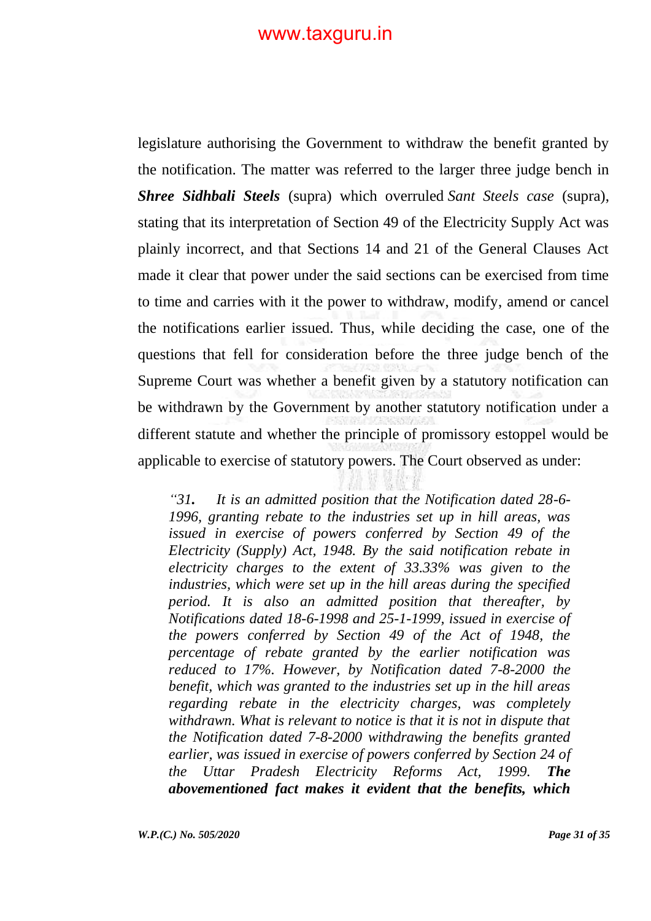legislature authorising the Government to withdraw the benefit granted by the notification. The matter was referred to the larger three judge bench in ***Shree Sidhbali Steels*** (supra) which overruled *Sant Steels case* (supra), stating that its interpretation of Section 49 of the Electricity Supply Act was plainly incorrect, and that Sections 14 and 21 of the General Clauses Act made it clear that power under the said sections can be exercised from time to time and carries with it the power to withdraw, modify, amend or cancel the notifications earlier issued. Thus, while deciding the case, one of the questions that fell for consideration before the three judge bench of the Supreme Court was whether a benefit given by a statutory notification can be withdrawn by the Government by another statutory notification under a different statute and whether the principle of promissory estoppel would be applicable to exercise of statutory powers. The Court observed as under:

> *"31.* ***.*** *It is an admitted position that the Notification dated 28-6-1996, granting rebate to the industries set up in hill areas, was issued in exercise of powers conferred by Section 49 of the Electricity (Supply) Act, 1948. By the said notification rebate in electricity charges to the extent of 33.33% was given to the industries, which were set up in the hill areas during the specified period. It is also an admitted position that thereafter, by Notifications dated 18-6-1998 and 25-1-1999, issued in exercise of the powers conferred by Section 49 of the Act of 1948, the percentage of rebate granted by the earlier notification was reduced to 17%. However, by Notification dated 7-8-2000 the benefit, which was granted to the industries set up in the hill areas regarding rebate in the electricity charges, was completely withdrawn. What is relevant to notice is that it is not in dispute that the Notification dated 7-8-2000 withdrawing the benefits granted earlier, was issued in exercise of powers conferred by Section 24 of the Uttar Pradesh Electricity Reforms Act, 1999.* ***The abovementioned fact makes it evident that the benefits, which***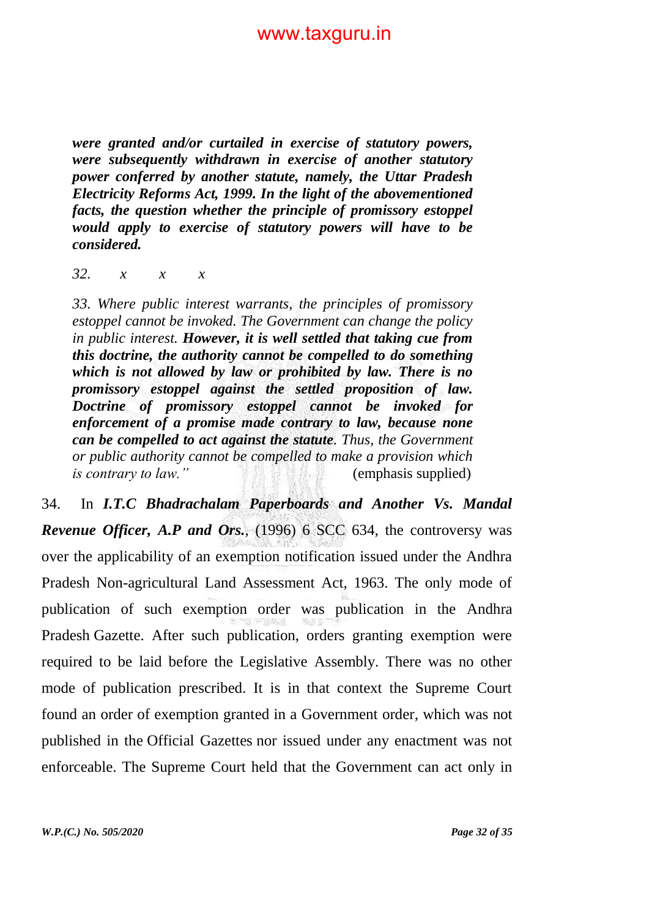***were granted and/or curtailed in exercise of statutory powers, were subsequently withdrawn in exercise of another statutory power conferred by another statute, namely, the Uttar Pradesh Electricity Reforms Act, 1999. In the light of the abovementioned facts, the question whether the principle of promissory estoppel would apply to exercise of statutory powers will have to be considered.***

*32. x x x*

*33. Where public interest warrants, the principles of promissory estoppel cannot be invoked. The Government can change the policy in public interest.* ***However, it is well settled that taking cue from this doctrine, the authority cannot be compelled to do something which is not allowed by law or prohibited by law. There is no promissory estoppel against the settled proposition of law. Doctrine of promissory estoppel cannot be invoked for enforcement of a promise made contrary to law, because none can be compelled to act against the statute****. Thus, the Government or public authority cannot be compelled to make a provision which is contrary to law."* (emphasis supplied)

34. In ***I.T.C Bhadrachalam Paperboards and Another Vs. Mandal Revenue Officer, A.P and Ors.***, (1996) 6 SCC 634, the controversy was over the applicability of an exemption notification issued under the Andhra Pradesh Non-agricultural Land Assessment Act, 1963. The only mode of publication of such exemption order was publication in the Andhra Pradesh Gazette. After such publication, orders granting exemption were required to be laid before the Legislative Assembly. There was no other mode of publication prescribed. It is in that context the Supreme Court found an order of exemption granted in a Government order, which was not published in the Official Gazettes nor issued under any enactment was not enforceable. The Supreme Court held that the Government can act only in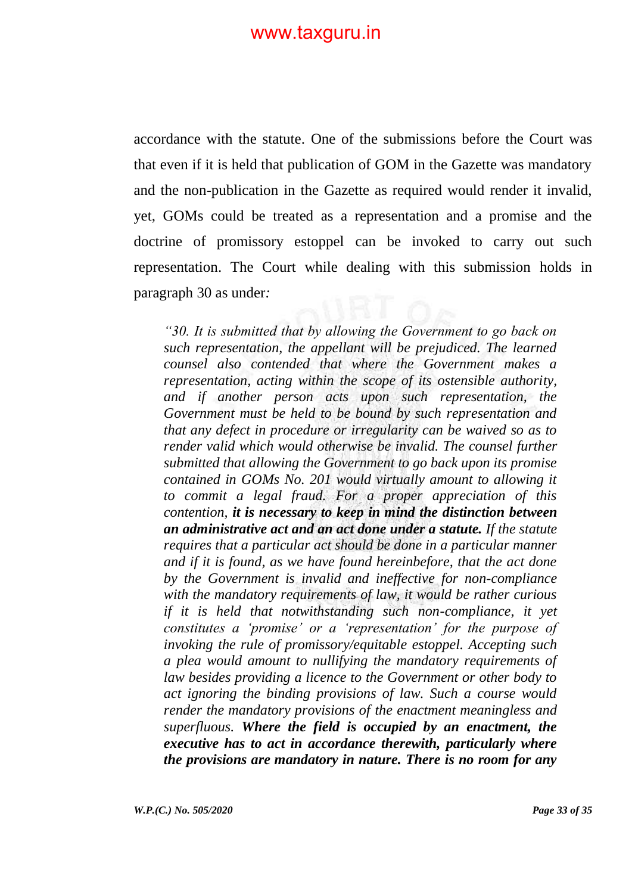accordance with the statute. One of the submissions before the Court was that even if it is held that publication of GOM in the Gazette was mandatory and the non-publication in the Gazette as required would render it invalid, yet, GOMs could be treated as a representation and a promise and the doctrine of promissory estoppel can be invoked to carry out such representation. The Court while dealing with this submission holds in paragraph 30 as under:

> *"30. It is submitted that by allowing the Government to go back on such representation, the appellant will be prejudiced. The learned counsel also contended that where the Government makes a representation, acting within the scope of its ostensible authority, and if another person acts upon such representation, the Government must be held to be bound by such representation and that any defect in procedure or irregularity can be waived so as to render valid which would otherwise be invalid. The counsel further submitted that allowing the Government to go back upon its promise contained in GOMs No. 201 would virtually amount to allowing it to commit a legal fraud. For a proper appreciation of this contention,* ***it is necessary to keep in mind the distinction between an administrative act and an act done under a statute.*** *If the statute requires that a particular act should be done in a particular manner and if it is found, as we have found hereinbefore, that the act done by the Government is invalid and ineffective for non-compliance with the mandatory requirements of law, it would be rather curious if it is held that notwithstanding such non-compliance, it yet constitutes a 'promise' or a 'representation' for the purpose of invoking the rule of promissory/equitable estoppel. Accepting such a plea would amount to nullifying the mandatory requirements of law besides providing a licence to the Government or other body to act ignoring the binding provisions of law. Such a course would render the mandatory provisions of the enactment meaningless and superfluous.* ***Where the field is occupied by an enactment, the executive has to act in accordance therewith, particularly where the provisions are mandatory in nature. There is no room for any***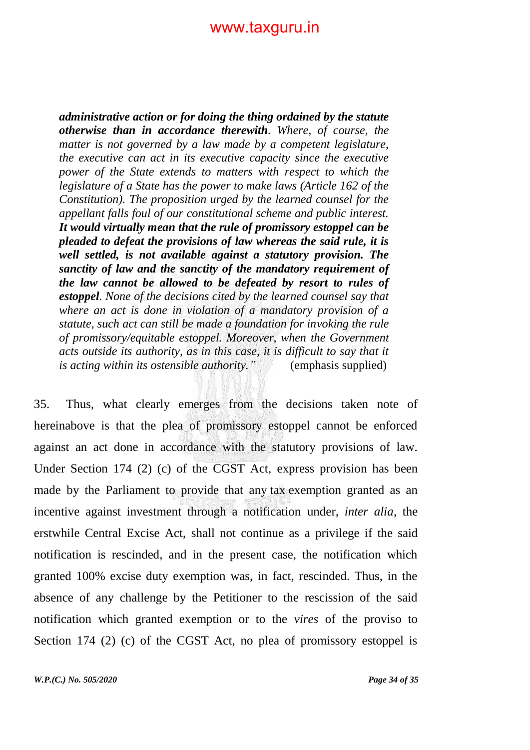> ***administrative action or for doing the thing ordained by the statute otherwise than in accordance therewith***. *Where, of course, the matter is not governed by a law made by a competent legislature, the executive can act in its executive capacity since the executive power of the State extends to matters with respect to which the legislature of a State has the power to make laws (Article 162 of the Constitution). The proposition urged by the learned counsel for the appellant falls foul of our constitutional scheme and public interest.* ***It would virtually mean that the rule of promissory estoppel can be pleaded to defeat the provisions of law whereas the said rule, it is well settled, is not available against a statutory provision. The sanctity of law and the sanctity of the mandatory requirement of the law cannot be allowed to be defeated by resort to rules of estoppel****. None of the decisions cited by the learned counsel say that where an act is done in violation of a mandatory provision of a statute, such act can still be made a foundation for invoking the rule of promissory/equitable estoppel. Moreover, when the Government acts outside its authority, as in this case, it is difficult to say that it is acting within its ostensible authority."* (emphasis supplied)

35. Thus, what clearly emerges from the decisions taken note of hereinabove is that the plea of promissory estoppel cannot be enforced against an act done in accordance with the statutory provisions of law. Under Section 174 (2) (c) of the CGST Act, express provision has been made by the Parliament to provide that any tax exemption granted as an incentive against investment through a notification under, *inter alia*, the erstwhile Central Excise Act, shall not continue as a privilege if the said notification is rescinded, and in the present case, the notification which granted 100% excise duty exemption was, in fact, rescinded. Thus, in the absence of any challenge by the Petitioner to the rescission of the said notification which granted exemption or to the *vires* of the proviso to Section 174 (2) (c) of the CGST Act, no plea of promissory estoppel is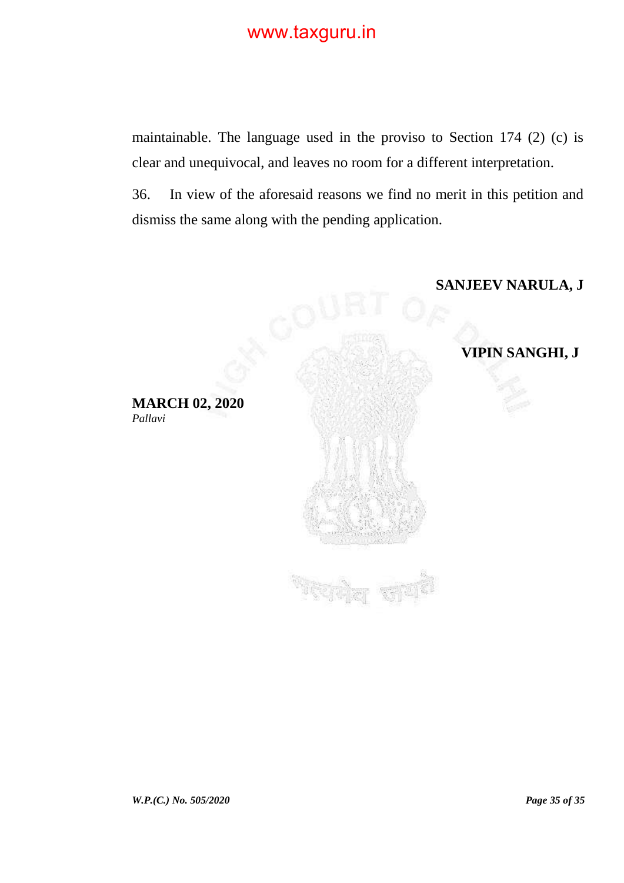maintainable. The language used in the proviso to Section 174 (2) (c) is clear and unequivocal, and leaves no room for a different interpretation.

36. In view of the aforesaid reasons we find no merit in this petition and dismiss the same along with the pending application.

**SANJEEV NARULA, J**

**VIPIN SANGHI, J**

**MARCH 02, 2020**
*Pallavi*